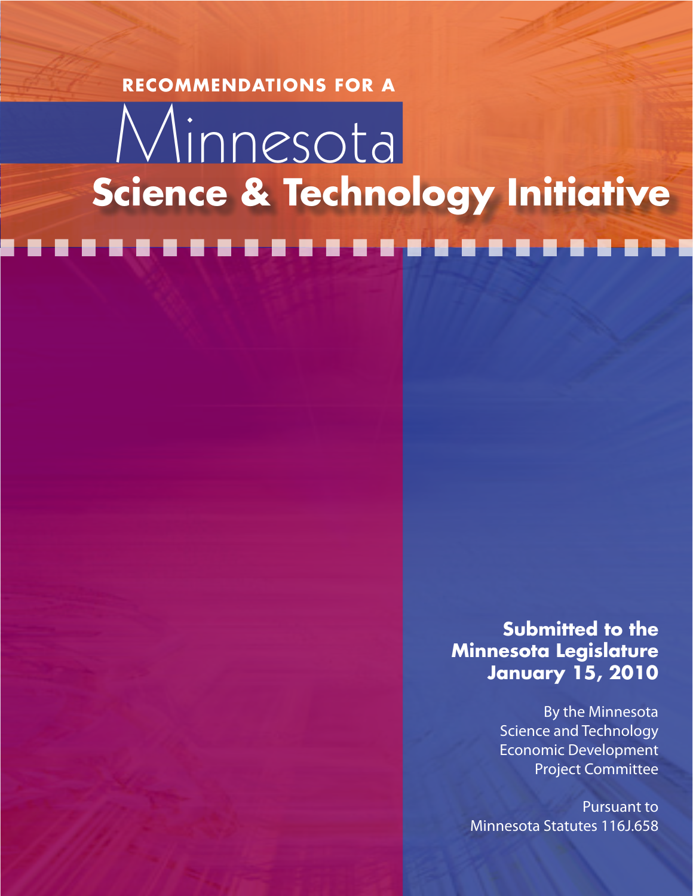**RECOMMENDATIONS FOR A**

# Minnesota Science & Technology Initiative

**Submitted to the Minnesota Legislature January 15, 2010**

By the Minnesota Science and Technology Economic Development Project Committee

Pursuant to Minnesota Statutes 116J.658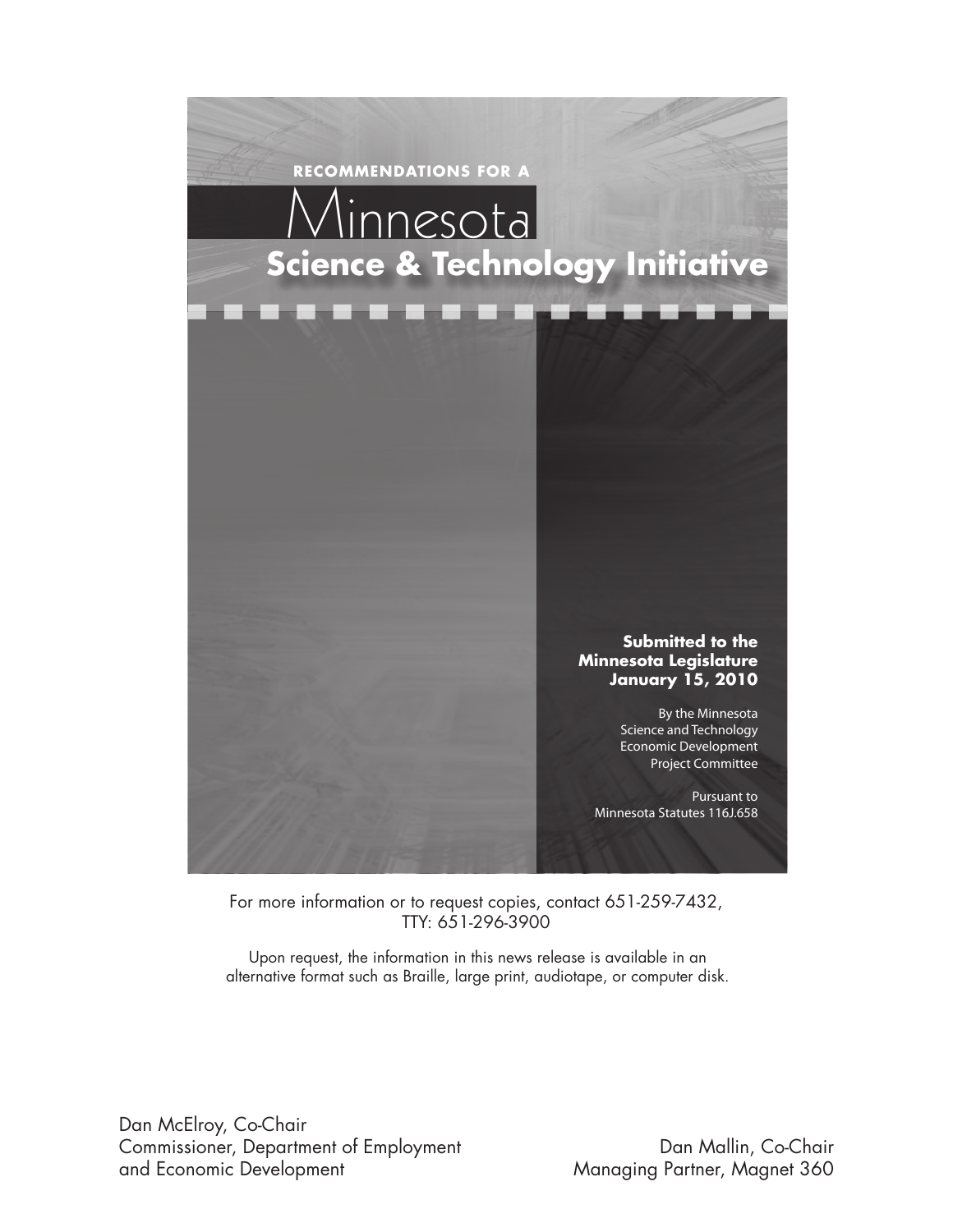RECOMMENDATIONS FOR A

# Minnesota Science & Technology Initiative

**Submitted to the Minnesota Legislature January 15, 2010**

By the Minnesota Science and Technology Economic Development Project Committee

Pursuant to Minnesota Statutes 116J.658

For more information or to request copies, contact 651-259-7432, TTY: 651-296-3900

Upon request, the information in this news release is available in an alternative format such as Braille, large print, audiotape, or computer disk.

Dan McElroy, Co-Chair
Commissioner, Department of Employment and Economic Development

Dan Mallin, Co-Chair
Managing Partner, Magnet 360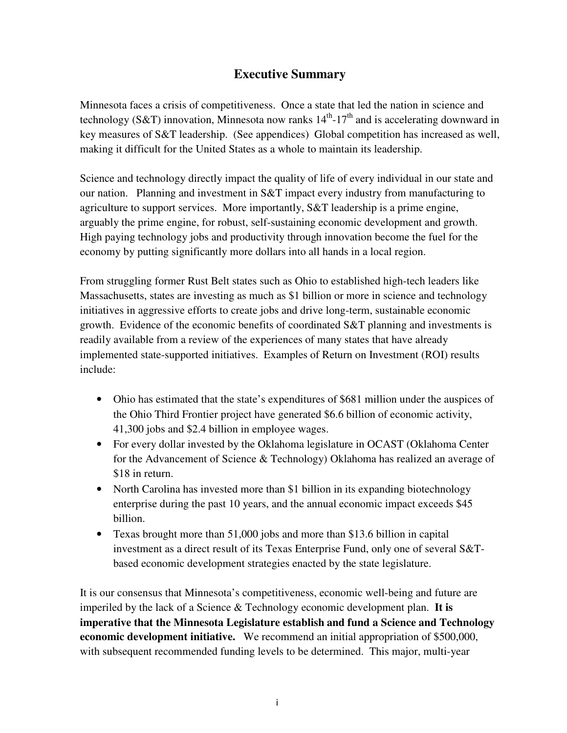## Executive Summary

Minnesota faces a crisis of competitiveness. Once a state that led the nation in science and technology (S&T) innovation, Minnesota now ranks 14th-17th and is accelerating downward in key measures of S&T leadership. (See appendices) Global competition has increased as well, making it difficult for the United States as a whole to maintain its leadership.

Science and technology directly impact the quality of life of every individual in our state and our nation. Planning and investment in S&T impact every industry from manufacturing to agriculture to support services. More importantly, S&T leadership is a prime engine, arguably the prime engine, for robust, self-sustaining economic development and growth. High paying technology jobs and productivity through innovation become the fuel for the economy by putting significantly more dollars into all hands in a local region.

From struggling former Rust Belt states such as Ohio to established high-tech leaders like Massachusetts, states are investing as much as $1 billion or more in science and technology initiatives in aggressive efforts to create jobs and drive long-term, sustainable economic growth. Evidence of the economic benefits of coordinated S&T planning and investments is readily available from a review of the experiences of many states that have already implemented state-supported initiatives. Examples of Return on Investment (ROI) results include:

- Ohio has estimated that the state's expenditures of $681 million under the auspices of the Ohio Third Frontier project have generated $6.6 billion of economic activity, 41,300 jobs and $2.4 billion in employee wages.
- For every dollar invested by the Oklahoma legislature in OCAST (Oklahoma Center for the Advancement of Science & Technology) Oklahoma has realized an average of $18 in return.
- North Carolina has invested more than $1 billion in its expanding biotechnology enterprise during the past 10 years, and the annual economic impact exceeds $45 billion.
- Texas brought more than 51,000 jobs and more than $13.6 billion in capital investment as a direct result of its Texas Enterprise Fund, only one of several S&T-based economic development strategies enacted by the state legislature.

It is our consensus that Minnesota's competitiveness, economic well-being and future are imperiled by the lack of a Science & Technology economic development plan. **It is imperative that the Minnesota Legislature establish and fund a Science and Technology economic development initiative.** We recommend an initial appropriation of $500,000, with subsequent recommended funding levels to be determined. This major, multi-year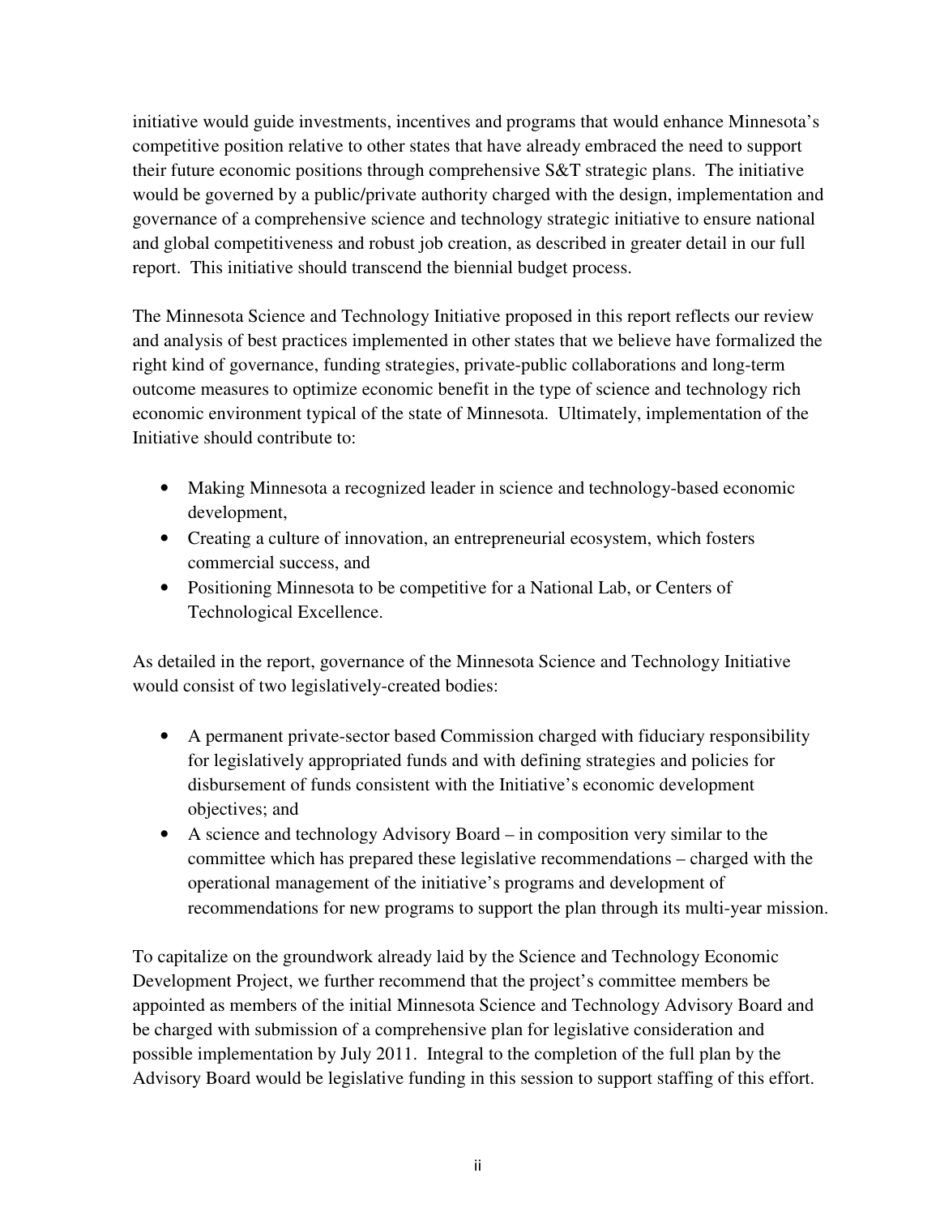initiative would guide investments, incentives and programs that would enhance Minnesota's competitive position relative to other states that have already embraced the need to support their future economic positions through comprehensive S&T strategic plans. The initiative would be governed by a public/private authority charged with the design, implementation and governance of a comprehensive science and technology strategic initiative to ensure national and global competitiveness and robust job creation, as described in greater detail in our full report. This initiative should transcend the biennial budget process.

The Minnesota Science and Technology Initiative proposed in this report reflects our review and analysis of best practices implemented in other states that we believe have formalized the right kind of governance, funding strategies, private-public collaborations and long-term outcome measures to optimize economic benefit in the type of science and technology rich economic environment typical of the state of Minnesota. Ultimately, implementation of the Initiative should contribute to:

- Making Minnesota a recognized leader in science and technology-based economic development,
- Creating a culture of innovation, an entrepreneurial ecosystem, which fosters commercial success, and
- Positioning Minnesota to be competitive for a National Lab, or Centers of Technological Excellence.

As detailed in the report, governance of the Minnesota Science and Technology Initiative would consist of two legislatively-created bodies:

- A permanent private-sector based Commission charged with fiduciary responsibility for legislatively appropriated funds and with defining strategies and policies for disbursement of funds consistent with the Initiative's economic development objectives; and
- A science and technology Advisory Board – in composition very similar to the committee which has prepared these legislative recommendations – charged with the operational management of the initiative's programs and development of recommendations for new programs to support the plan through its multi-year mission.

To capitalize on the groundwork already laid by the Science and Technology Economic Development Project, we further recommend that the project's committee members be appointed as members of the initial Minnesota Science and Technology Advisory Board and be charged with submission of a comprehensive plan for legislative consideration and possible implementation by July 2011. Integral to the completion of the full plan by the Advisory Board would be legislative funding in this session to support staffing of this effort.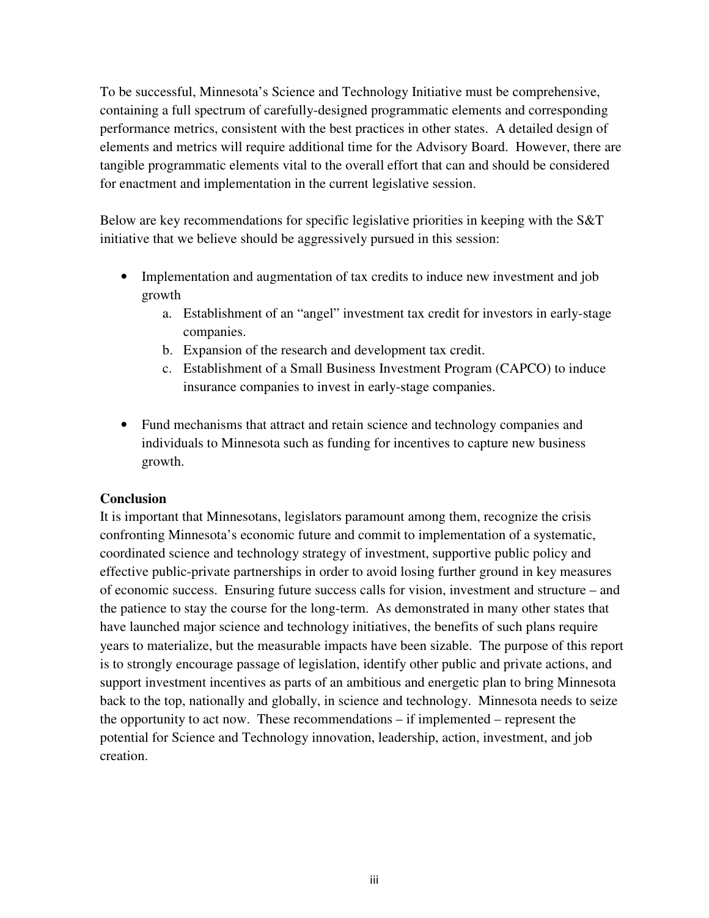To be successful, Minnesota's Science and Technology Initiative must be comprehensive, containing a full spectrum of carefully-designed programmatic elements and corresponding performance metrics, consistent with the best practices in other states. A detailed design of elements and metrics will require additional time for the Advisory Board. However, there are tangible programmatic elements vital to the overall effort that can and should be considered for enactment and implementation in the current legislative session.

Below are key recommendations for specific legislative priorities in keeping with the S&T initiative that we believe should be aggressively pursued in this session:

- Implementation and augmentation of tax credits to induce new investment and job growth
    a. Establishment of an "angel" investment tax credit for investors in early-stage companies.
    b. Expansion of the research and development tax credit.
    c. Establishment of a Small Business Investment Program (CAPCO) to induce insurance companies to invest in early-stage companies.

- Fund mechanisms that attract and retain science and technology companies and individuals to Minnesota such as funding for incentives to capture new business growth.

**Conclusion**

It is important that Minnesotans, legislators paramount among them, recognize the crisis confronting Minnesota's economic future and commit to implementation of a systematic, coordinated science and technology strategy of investment, supportive public policy and effective public-private partnerships in order to avoid losing further ground in key measures of economic success. Ensuring future success calls for vision, investment and structure – and the patience to stay the course for the long-term. As demonstrated in many other states that have launched major science and technology initiatives, the benefits of such plans require years to materialize, but the measurable impacts have been sizable. The purpose of this report is to strongly encourage passage of legislation, identify other public and private actions, and support investment incentives as parts of an ambitious and energetic plan to bring Minnesota back to the top, nationally and globally, in science and technology. Minnesota needs to seize the opportunity to act now. These recommendations – if implemented – represent the potential for Science and Technology innovation, leadership, action, investment, and job creation.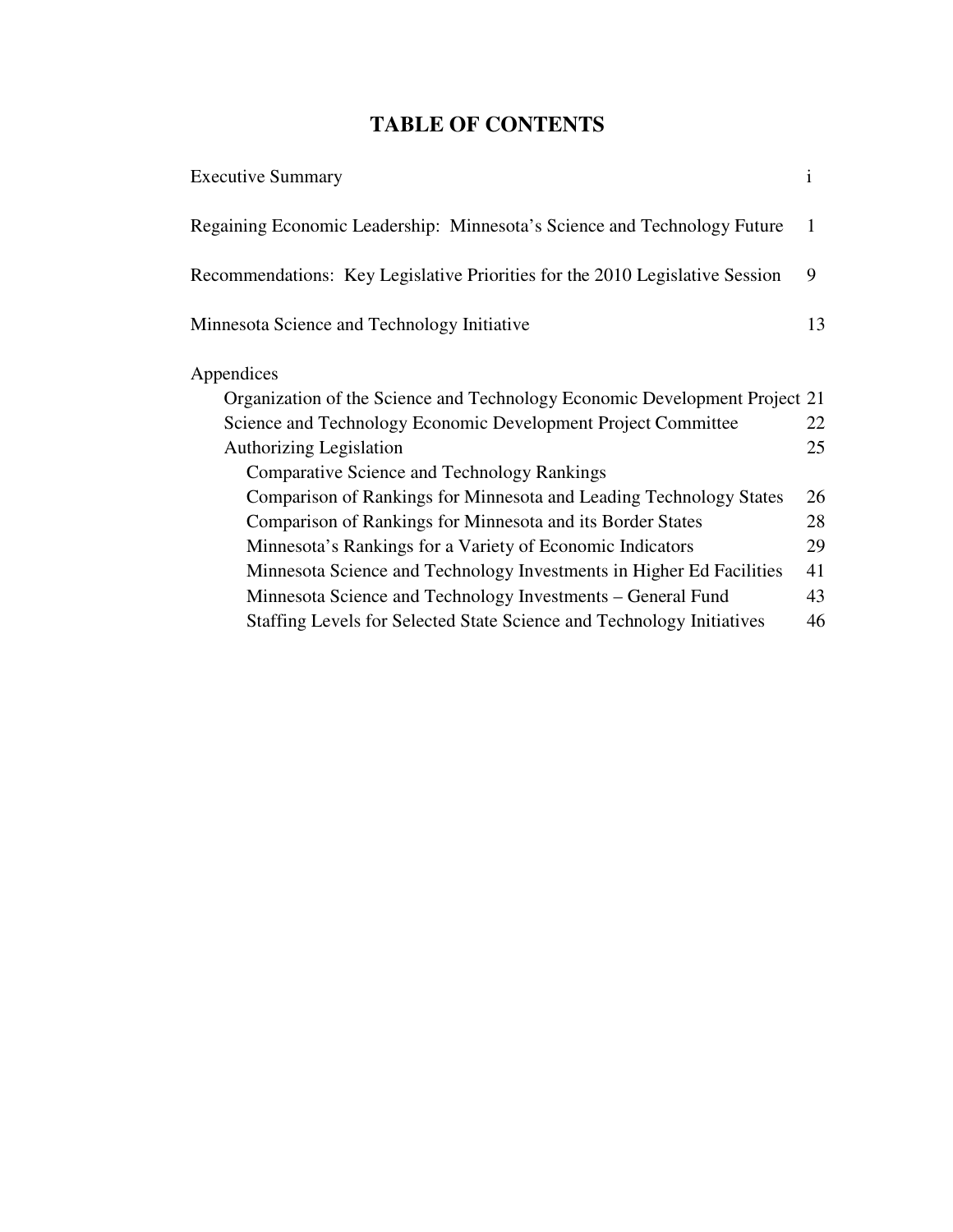# TABLE OF CONTENTS

| | |
|---|---|
| Executive Summary | i |
| Regaining Economic Leadership: Minnesota's Science and Technology Future | 1 |
| Recommendations: Key Legislative Priorities for the 2010 Legislative Session | 9 |
| Minnesota Science and Technology Initiative | 13 |
| Appendices | |
| Organization of the Science and Technology Economic Development Project | 21 |
| Science and Technology Economic Development Project Committee | 22 |
| Authorizing Legislation | 25 |
| Comparative Science and Technology Rankings | |
| Comparison of Rankings for Minnesota and Leading Technology States | 26 |
| Comparison of Rankings for Minnesota and its Border States | 28 |
| Minnesota's Rankings for a Variety of Economic Indicators | 29 |
| Minnesota Science and Technology Investments in Higher Ed Facilities | 41 |
| Minnesota Science and Technology Investments – General Fund | 43 |
| Staffing Levels for Selected State Science and Technology Initiatives | 46 |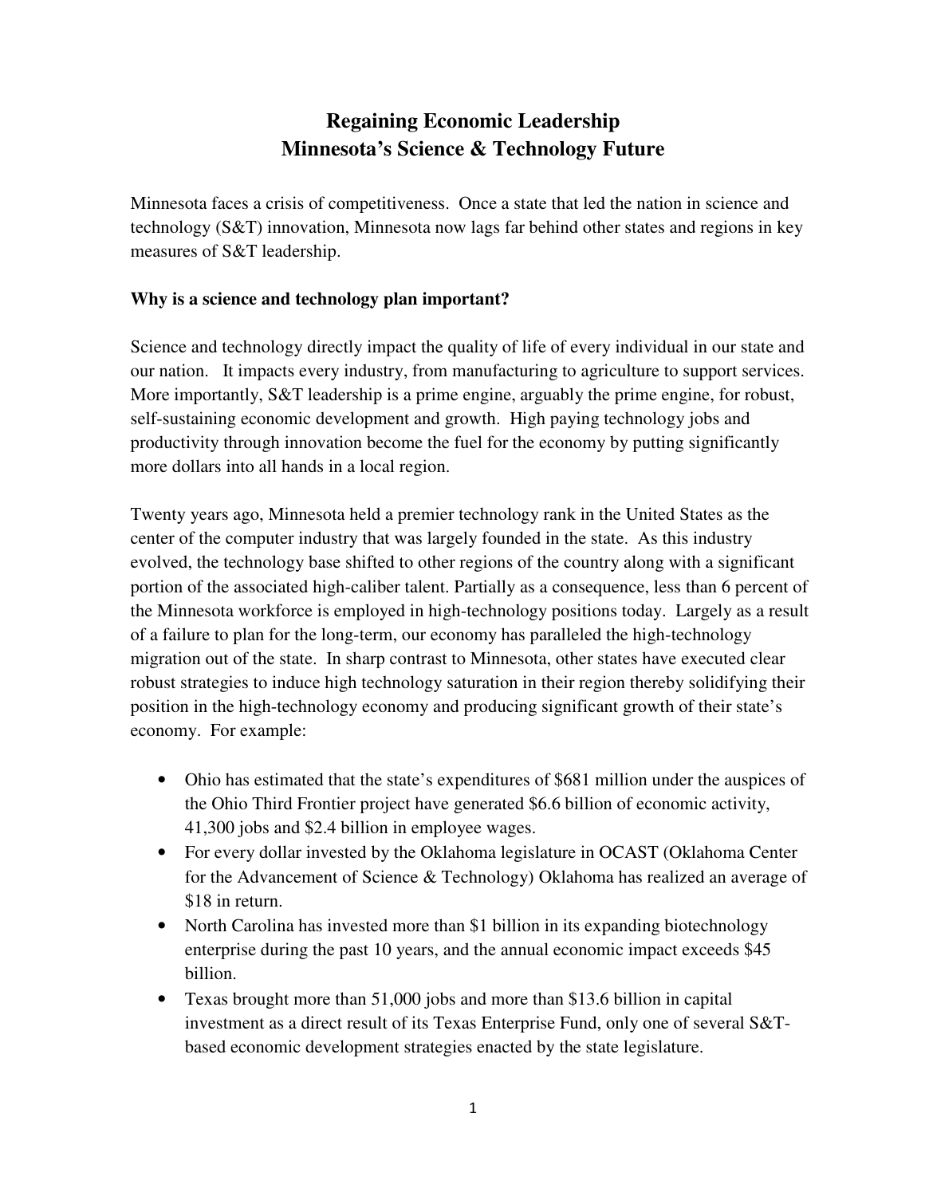# Regaining Economic Leadership
# Minnesota's Science & Technology Future

Minnesota faces a crisis of competitiveness. Once a state that led the nation in science and technology (S&T) innovation, Minnesota now lags far behind other states and regions in key measures of S&T leadership.

## Why is a science and technology plan important?

Science and technology directly impact the quality of life of every individual in our state and our nation. It impacts every industry, from manufacturing to agriculture to support services. More importantly, S&T leadership is a prime engine, arguably the prime engine, for robust, self-sustaining economic development and growth. High paying technology jobs and productivity through innovation become the fuel for the economy by putting significantly more dollars into all hands in a local region.

Twenty years ago, Minnesota held a premier technology rank in the United States as the center of the computer industry that was largely founded in the state. As this industry evolved, the technology base shifted to other regions of the country along with a significant portion of the associated high-caliber talent. Partially as a consequence, less than 6 percent of the Minnesota workforce is employed in high-technology positions today. Largely as a result of a failure to plan for the long-term, our economy has paralleled the high-technology migration out of the state. In sharp contrast to Minnesota, other states have executed clear robust strategies to induce high technology saturation in their region thereby solidifying their position in the high-technology economy and producing significant growth of their state's economy. For example:

- Ohio has estimated that the state's expenditures of $681 million under the auspices of the Ohio Third Frontier project have generated $6.6 billion of economic activity, 41,300 jobs and $2.4 billion in employee wages.
- For every dollar invested by the Oklahoma legislature in OCAST (Oklahoma Center for the Advancement of Science & Technology) Oklahoma has realized an average of $18 in return.
- North Carolina has invested more than $1 billion in its expanding biotechnology enterprise during the past 10 years, and the annual economic impact exceeds $45 billion.
- Texas brought more than 51,000 jobs and more than $13.6 billion in capital investment as a direct result of its Texas Enterprise Fund, only one of several S&T-based economic development strategies enacted by the state legislature.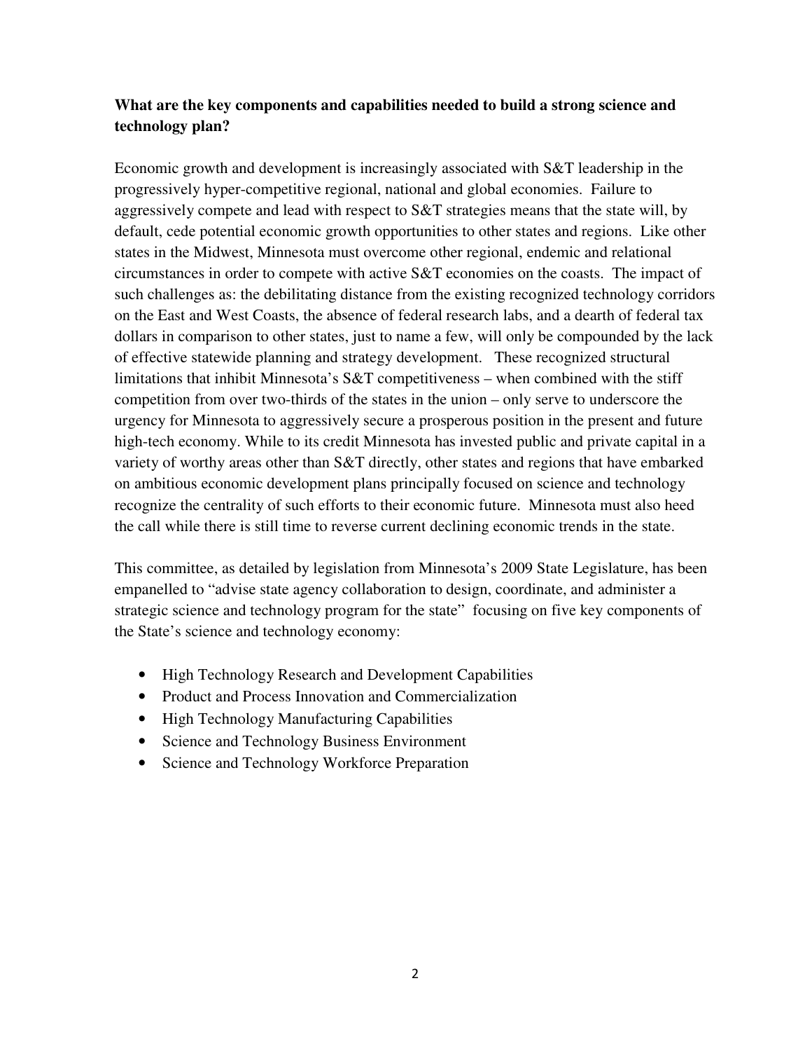**What are the key components and capabilities needed to build a strong science and technology plan?**

Economic growth and development is increasingly associated with S&T leadership in the progressively hyper-competitive regional, national and global economies. Failure to aggressively compete and lead with respect to S&T strategies means that the state will, by default, cede potential economic growth opportunities to other states and regions. Like other states in the Midwest, Minnesota must overcome other regional, endemic and relational circumstances in order to compete with active S&T economies on the coasts. The impact of such challenges as: the debilitating distance from the existing recognized technology corridors on the East and West Coasts, the absence of federal research labs, and a dearth of federal tax dollars in comparison to other states, just to name a few, will only be compounded by the lack of effective statewide planning and strategy development. These recognized structural limitations that inhibit Minnesota's S&T competitiveness – when combined with the stiff competition from over two-thirds of the states in the union – only serve to underscore the urgency for Minnesota to aggressively secure a prosperous position in the present and future high-tech economy. While to its credit Minnesota has invested public and private capital in a variety of worthy areas other than S&T directly, other states and regions that have embarked on ambitious economic development plans principally focused on science and technology recognize the centrality of such efforts to their economic future. Minnesota must also heed the call while there is still time to reverse current declining economic trends in the state.

This committee, as detailed by legislation from Minnesota's 2009 State Legislature, has been empanelled to "advise state agency collaboration to design, coordinate, and administer a strategic science and technology program for the state" focusing on five key components of the State's science and technology economy:

- High Technology Research and Development Capabilities
- Product and Process Innovation and Commercialization
- High Technology Manufacturing Capabilities
- Science and Technology Business Environment
- Science and Technology Workforce Preparation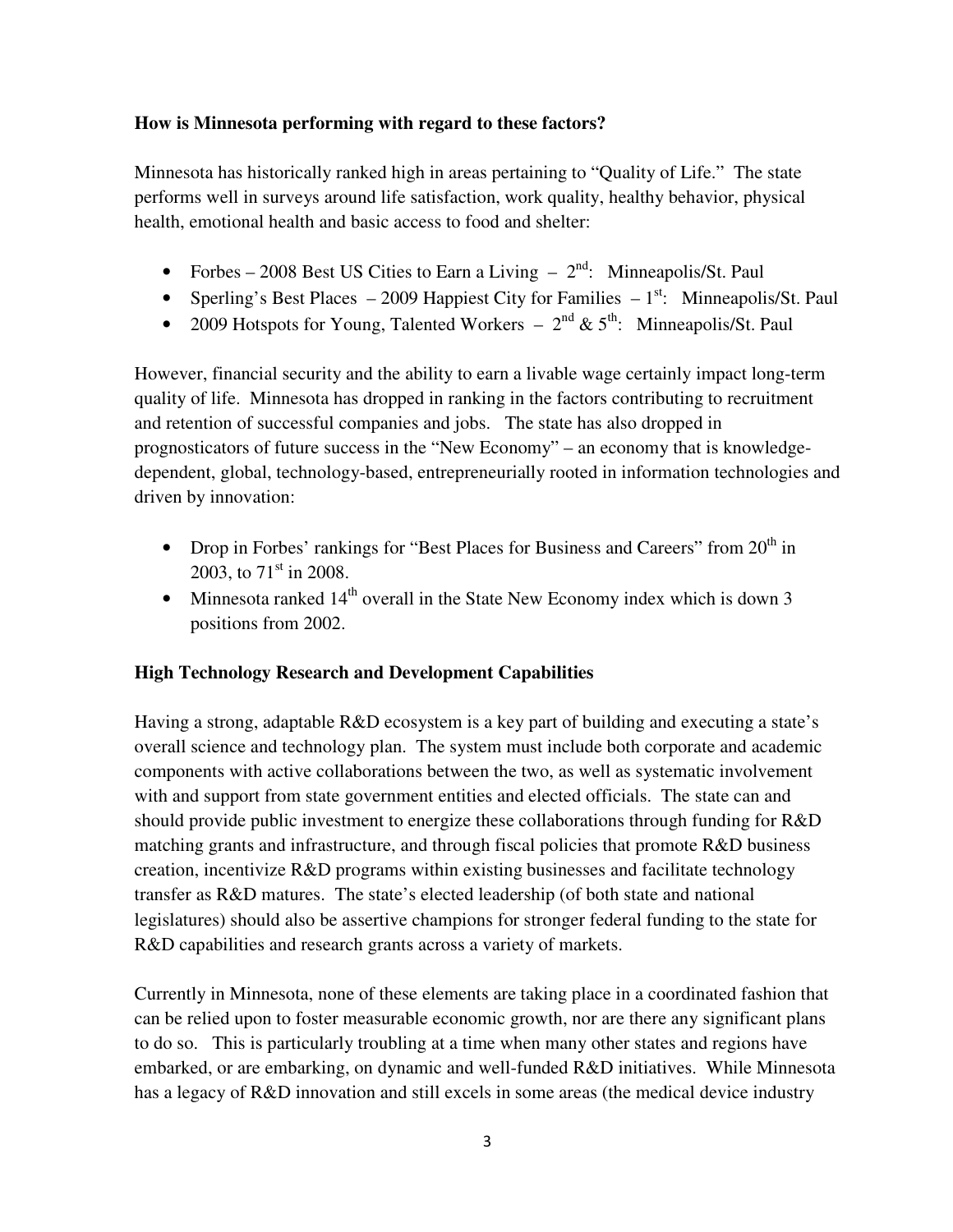**How is Minnesota performing with regard to these factors?**

Minnesota has historically ranked high in areas pertaining to "Quality of Life." The state performs well in surveys around life satisfaction, work quality, healthy behavior, physical health, emotional health and basic access to food and shelter:

- Forbes – 2008 Best US Cities to Earn a Living – 2nd: Minneapolis/St. Paul
- Sperling's Best Places – 2009 Happiest City for Families – 1st: Minneapolis/St. Paul
- 2009 Hotspots for Young, Talented Workers – 2nd & 5th: Minneapolis/St. Paul

However, financial security and the ability to earn a livable wage certainly impact long-term quality of life. Minnesota has dropped in ranking in the factors contributing to recruitment and retention of successful companies and jobs. The state has also dropped in prognosticators of future success in the "New Economy" – an economy that is knowledge-dependent, global, technology-based, entrepreneurially rooted in information technologies and driven by innovation:

- Drop in Forbes' rankings for "Best Places for Business and Careers" from 20th in 2003, to 71st in 2008.
- Minnesota ranked 14th overall in the State New Economy index which is down 3 positions from 2002.

**High Technology Research and Development Capabilities**

Having a strong, adaptable R&D ecosystem is a key part of building and executing a state's overall science and technology plan. The system must include both corporate and academic components with active collaborations between the two, as well as systematic involvement with and support from state government entities and elected officials. The state can and should provide public investment to energize these collaborations through funding for R&D matching grants and infrastructure, and through fiscal policies that promote R&D business creation, incentivize R&D programs within existing businesses and facilitate technology transfer as R&D matures. The state's elected leadership (of both state and national legislatures) should also be assertive champions for stronger federal funding to the state for R&D capabilities and research grants across a variety of markets.

Currently in Minnesota, none of these elements are taking place in a coordinated fashion that can be relied upon to foster measurable economic growth, nor are there any significant plans to do so. This is particularly troubling at a time when many other states and regions have embarked, or are embarking, on dynamic and well-funded R&D initiatives. While Minnesota has a legacy of R&D innovation and still excels in some areas (the medical device industry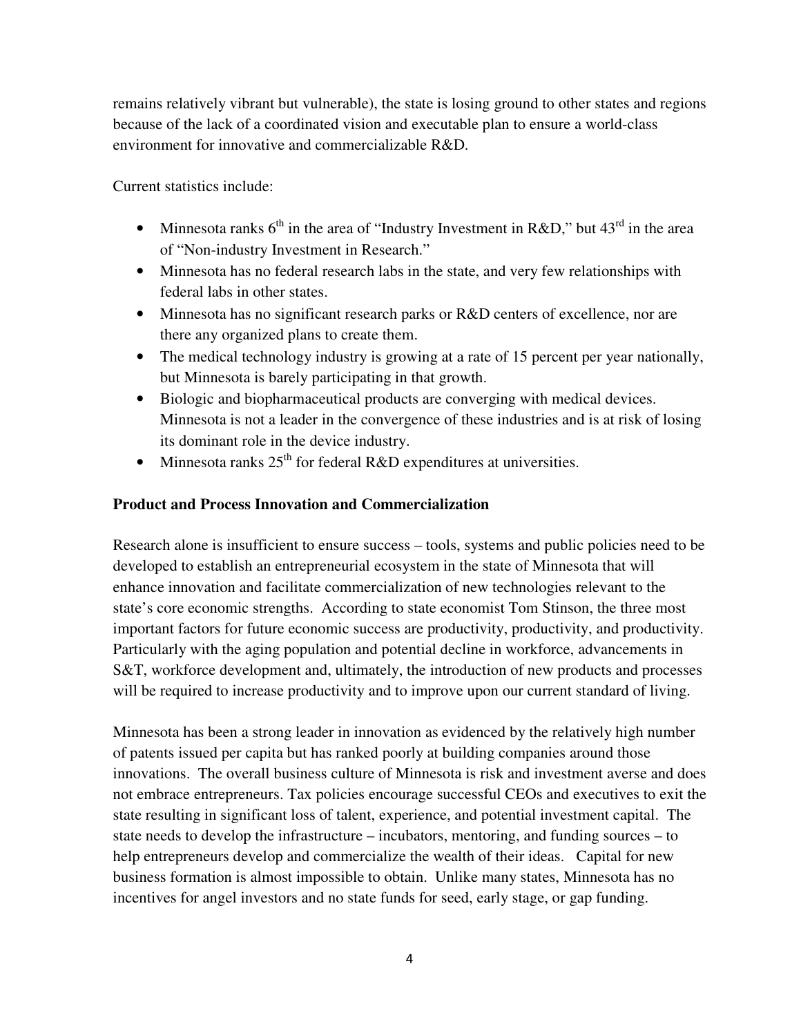remains relatively vibrant but vulnerable), the state is losing ground to other states and regions because of the lack of a coordinated vision and executable plan to ensure a world-class environment for innovative and commercializable R&D.

Current statistics include:

- Minnesota ranks 6th in the area of "Industry Investment in R&D," but 43rd in the area of "Non-industry Investment in Research."
- Minnesota has no federal research labs in the state, and very few relationships with federal labs in other states.
- Minnesota has no significant research parks or R&D centers of excellence, nor are there any organized plans to create them.
- The medical technology industry is growing at a rate of 15 percent per year nationally, but Minnesota is barely participating in that growth.
- Biologic and biopharmaceutical products are converging with medical devices. Minnesota is not a leader in the convergence of these industries and is at risk of losing its dominant role in the device industry.
- Minnesota ranks 25th for federal R&D expenditures at universities.

**Product and Process Innovation and Commercialization**

Research alone is insufficient to ensure success – tools, systems and public policies need to be developed to establish an entrepreneurial ecosystem in the state of Minnesota that will enhance innovation and facilitate commercialization of new technologies relevant to the state's core economic strengths. According to state economist Tom Stinson, the three most important factors for future economic success are productivity, productivity, and productivity. Particularly with the aging population and potential decline in workforce, advancements in S&T, workforce development and, ultimately, the introduction of new products and processes will be required to increase productivity and to improve upon our current standard of living.

Minnesota has been a strong leader in innovation as evidenced by the relatively high number of patents issued per capita but has ranked poorly at building companies around those innovations. The overall business culture of Minnesota is risk and investment averse and does not embrace entrepreneurs. Tax policies encourage successful CEOs and executives to exit the state resulting in significant loss of talent, experience, and potential investment capital. The state needs to develop the infrastructure – incubators, mentoring, and funding sources – to help entrepreneurs develop and commercialize the wealth of their ideas. Capital for new business formation is almost impossible to obtain. Unlike many states, Minnesota has no incentives for angel investors and no state funds for seed, early stage, or gap funding.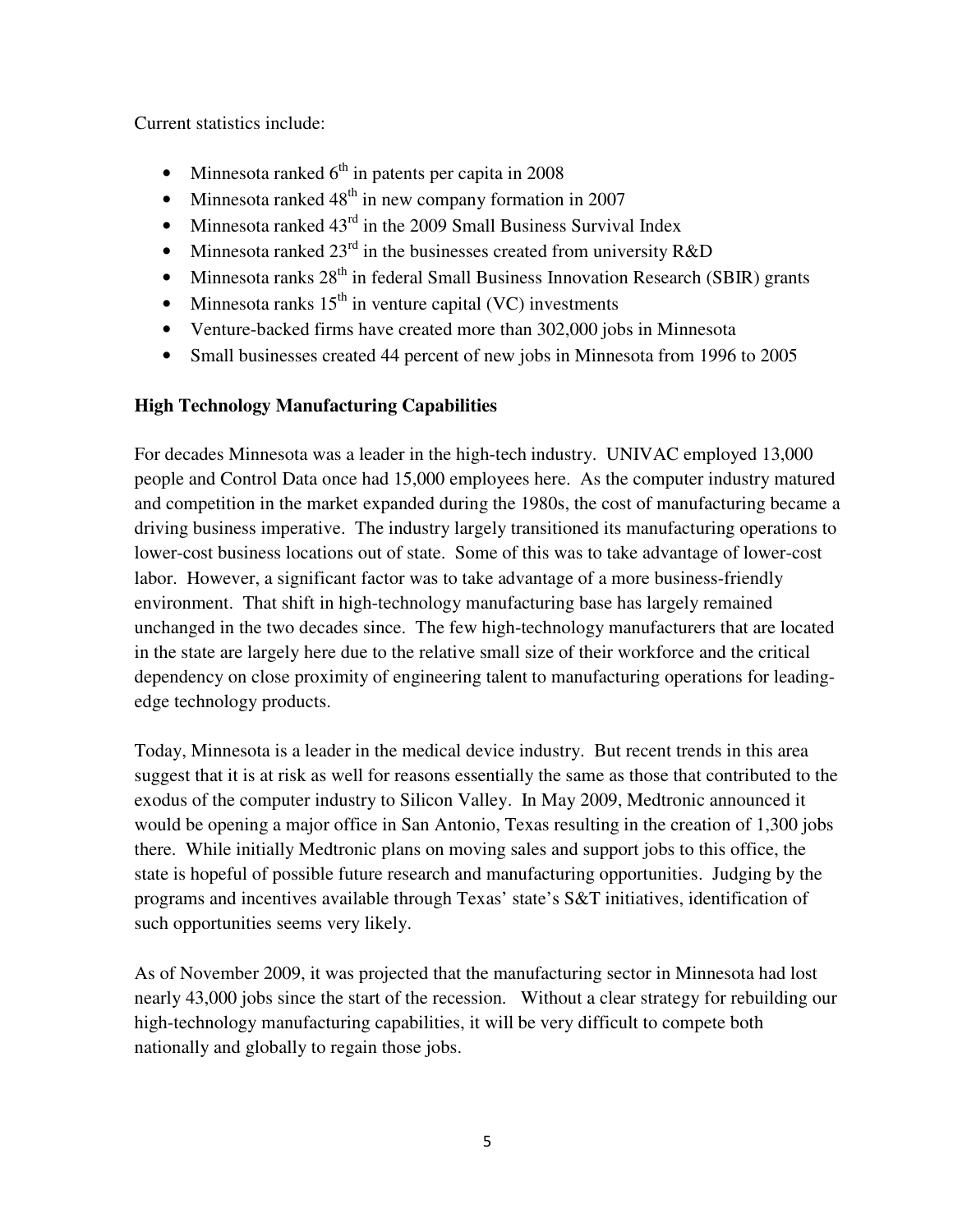Current statistics include:

- Minnesota ranked 6th in patents per capita in 2008
- Minnesota ranked 48th in new company formation in 2007
- Minnesota ranked 43rd in the 2009 Small Business Survival Index
- Minnesota ranked 23rd in the businesses created from university R&D
- Minnesota ranks 28th in federal Small Business Innovation Research (SBIR) grants
- Minnesota ranks 15th in venture capital (VC) investments
- Venture-backed firms have created more than 302,000 jobs in Minnesota
- Small businesses created 44 percent of new jobs in Minnesota from 1996 to 2005

**High Technology Manufacturing Capabilities**

For decades Minnesota was a leader in the high-tech industry. UNIVAC employed 13,000 people and Control Data once had 15,000 employees here. As the computer industry matured and competition in the market expanded during the 1980s, the cost of manufacturing became a driving business imperative. The industry largely transitioned its manufacturing operations to lower-cost business locations out of state. Some of this was to take advantage of lower-cost labor. However, a significant factor was to take advantage of a more business-friendly environment. That shift in high-technology manufacturing base has largely remained unchanged in the two decades since. The few high-technology manufacturers that are located in the state are largely here due to the relative small size of their workforce and the critical dependency on close proximity of engineering talent to manufacturing operations for leading-edge technology products.

Today, Minnesota is a leader in the medical device industry. But recent trends in this area suggest that it is at risk as well for reasons essentially the same as those that contributed to the exodus of the computer industry to Silicon Valley. In May 2009, Medtronic announced it would be opening a major office in San Antonio, Texas resulting in the creation of 1,300 jobs there. While initially Medtronic plans on moving sales and support jobs to this office, the state is hopeful of possible future research and manufacturing opportunities. Judging by the programs and incentives available through Texas' state's S&T initiatives, identification of such opportunities seems very likely.

As of November 2009, it was projected that the manufacturing sector in Minnesota had lost nearly 43,000 jobs since the start of the recession. Without a clear strategy for rebuilding our high-technology manufacturing capabilities, it will be very difficult to compete both nationally and globally to regain those jobs.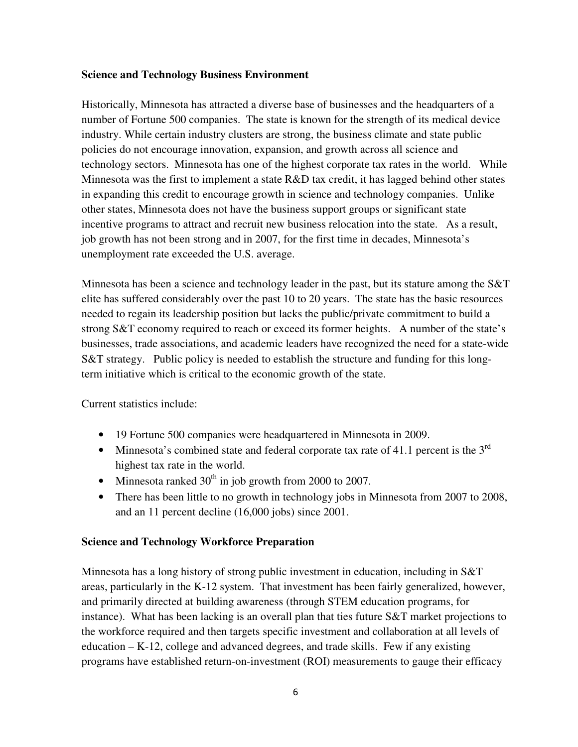## Science and Technology Business Environment

Historically, Minnesota has attracted a diverse base of businesses and the headquarters of a number of Fortune 500 companies. The state is known for the strength of its medical device industry. While certain industry clusters are strong, the business climate and state public policies do not encourage innovation, expansion, and growth across all science and technology sectors. Minnesota has one of the highest corporate tax rates in the world. While Minnesota was the first to implement a state R&D tax credit, it has lagged behind other states in expanding this credit to encourage growth in science and technology companies. Unlike other states, Minnesota does not have the business support groups or significant state incentive programs to attract and recruit new business relocation into the state. As a result, job growth has not been strong and in 2007, for the first time in decades, Minnesota's unemployment rate exceeded the U.S. average.

Minnesota has been a science and technology leader in the past, but its stature among the S&T elite has suffered considerably over the past 10 to 20 years. The state has the basic resources needed to regain its leadership position but lacks the public/private commitment to build a strong S&T economy required to reach or exceed its former heights. A number of the state's businesses, trade associations, and academic leaders have recognized the need for a state-wide S&T strategy. Public policy is needed to establish the structure and funding for this long-term initiative which is critical to the economic growth of the state.

Current statistics include:

- 19 Fortune 500 companies were headquartered in Minnesota in 2009.
- Minnesota's combined state and federal corporate tax rate of 41.1 percent is the 3rd highest tax rate in the world.
- Minnesota ranked 30th in job growth from 2000 to 2007.
- There has been little to no growth in technology jobs in Minnesota from 2007 to 2008, and an 11 percent decline (16,000 jobs) since 2001.

## Science and Technology Workforce Preparation

Minnesota has a long history of strong public investment in education, including in S&T areas, particularly in the K-12 system. That investment has been fairly generalized, however, and primarily directed at building awareness (through STEM education programs, for instance). What has been lacking is an overall plan that ties future S&T market projections to the workforce required and then targets specific investment and collaboration at all levels of education – K-12, college and advanced degrees, and trade skills. Few if any existing programs have established return-on-investment (ROI) measurements to gauge their efficacy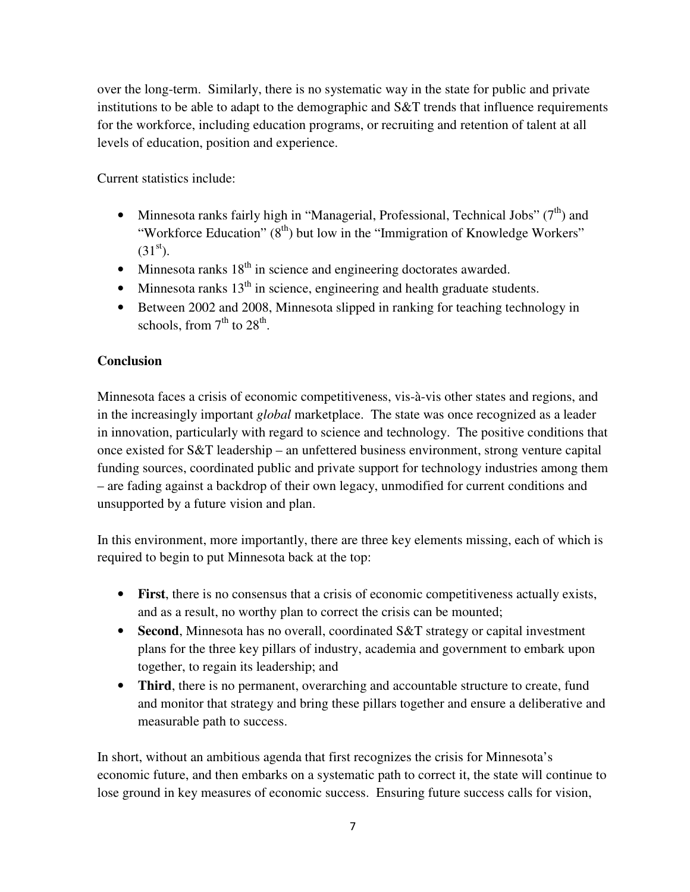over the long-term. Similarly, there is no systematic way in the state for public and private institutions to be able to adapt to the demographic and S&T trends that influence requirements for the workforce, including education programs, or recruiting and retention of talent at all levels of education, position and experience.

Current statistics include:

- Minnesota ranks fairly high in "Managerial, Professional, Technical Jobs" (7th) and "Workforce Education" (8th) but low in the "Immigration of Knowledge Workers" (31st).
- Minnesota ranks 18th in science and engineering doctorates awarded.
- Minnesota ranks 13th in science, engineering and health graduate students.
- Between 2002 and 2008, Minnesota slipped in ranking for teaching technology in schools, from 7th to 28th.

**Conclusion**

Minnesota faces a crisis of economic competitiveness, vis-à-vis other states and regions, and in the increasingly important *global* marketplace. The state was once recognized as a leader in innovation, particularly with regard to science and technology. The positive conditions that once existed for S&T leadership – an unfettered business environment, strong venture capital funding sources, coordinated public and private support for technology industries among them – are fading against a backdrop of their own legacy, unmodified for current conditions and unsupported by a future vision and plan.

In this environment, more importantly, there are three key elements missing, each of which is required to begin to put Minnesota back at the top:

- **First**, there is no consensus that a crisis of economic competitiveness actually exists, and as a result, no worthy plan to correct the crisis can be mounted;
- **Second**, Minnesota has no overall, coordinated S&T strategy or capital investment plans for the three key pillars of industry, academia and government to embark upon together, to regain its leadership; and
- **Third**, there is no permanent, overarching and accountable structure to create, fund and monitor that strategy and bring these pillars together and ensure a deliberative and measurable path to success.

In short, without an ambitious agenda that first recognizes the crisis for Minnesota's economic future, and then embarks on a systematic path to correct it, the state will continue to lose ground in key measures of economic success. Ensuring future success calls for vision,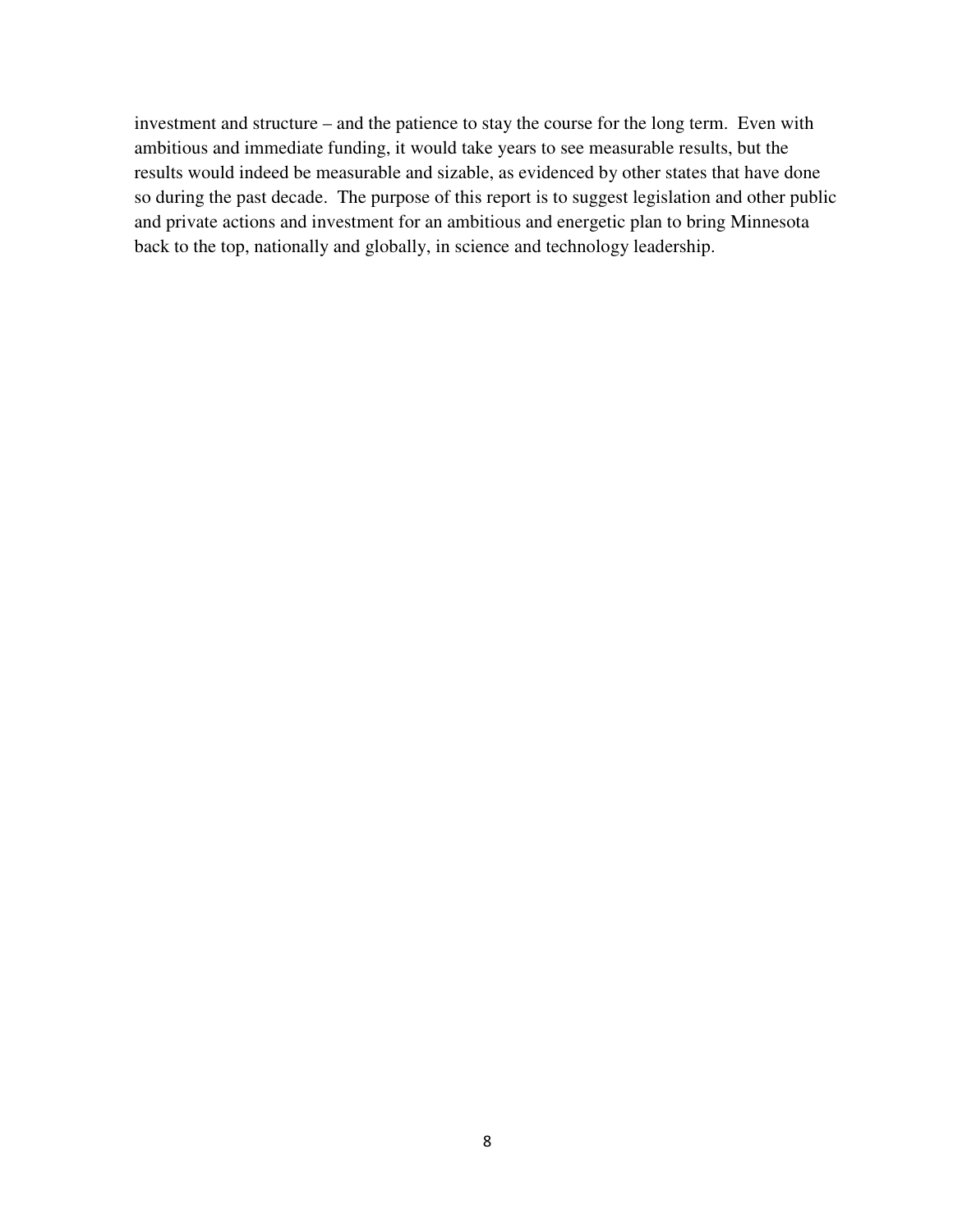investment and structure – and the patience to stay the course for the long term. Even with ambitious and immediate funding, it would take years to see measurable results, but the results would indeed be measurable and sizable, as evidenced by other states that have done so during the past decade. The purpose of this report is to suggest legislation and other public and private actions and investment for an ambitious and energetic plan to bring Minnesota back to the top, nationally and globally, in science and technology leadership.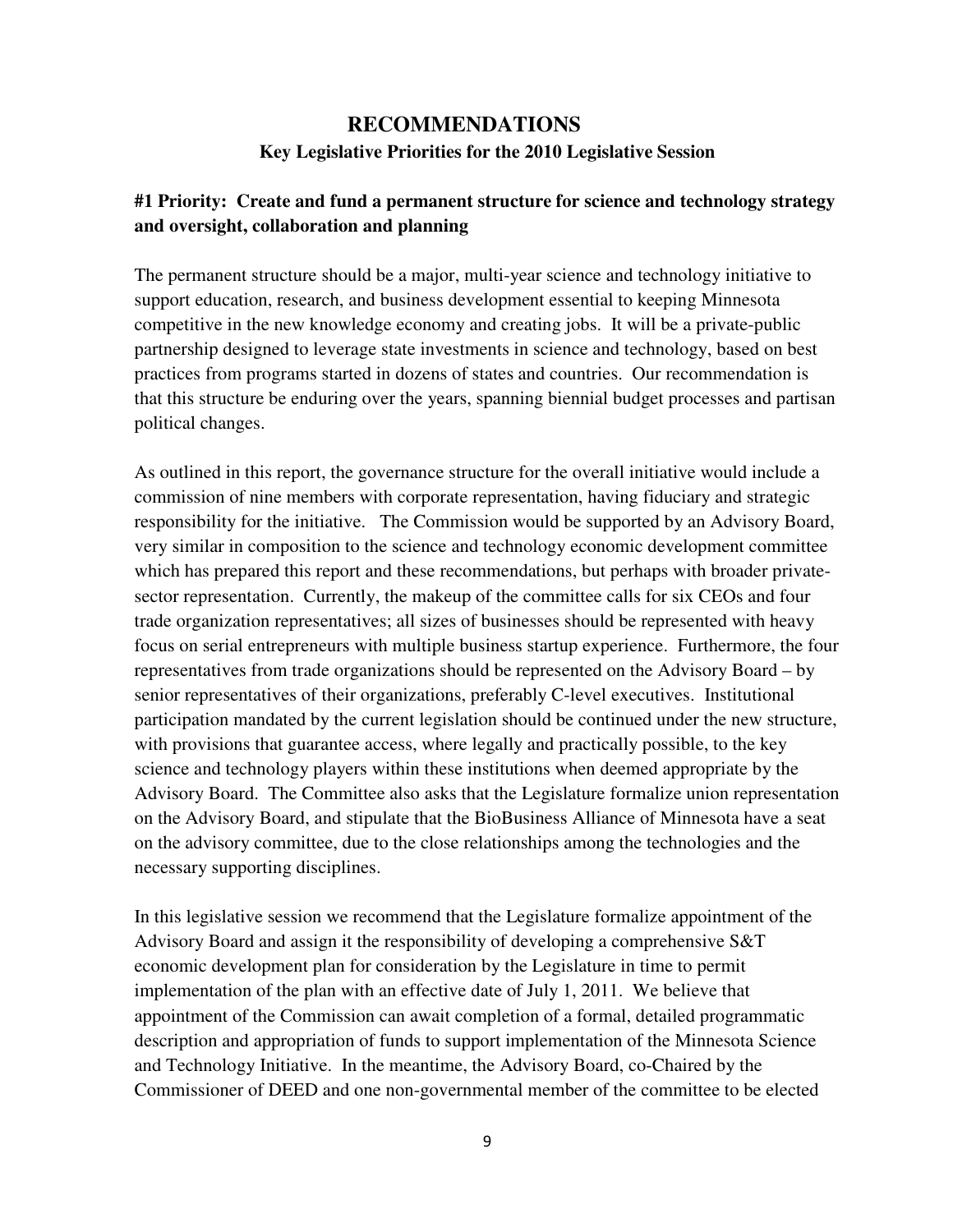# RECOMMENDATIONS

## Key Legislative Priorities for the 2010 Legislative Session

### #1 Priority: Create and fund a permanent structure for science and technology strategy and oversight, collaboration and planning

The permanent structure should be a major, multi-year science and technology initiative to support education, research, and business development essential to keeping Minnesota competitive in the new knowledge economy and creating jobs. It will be a private-public partnership designed to leverage state investments in science and technology, based on best practices from programs started in dozens of states and countries. Our recommendation is that this structure be enduring over the years, spanning biennial budget processes and partisan political changes.

As outlined in this report, the governance structure for the overall initiative would include a commission of nine members with corporate representation, having fiduciary and strategic responsibility for the initiative. The Commission would be supported by an Advisory Board, very similar in composition to the science and technology economic development committee which has prepared this report and these recommendations, but perhaps with broader private-sector representation. Currently, the makeup of the committee calls for six CEOs and four trade organization representatives; all sizes of businesses should be represented with heavy focus on serial entrepreneurs with multiple business startup experience. Furthermore, the four representatives from trade organizations should be represented on the Advisory Board – by senior representatives of their organizations, preferably C-level executives. Institutional participation mandated by the current legislation should be continued under the new structure, with provisions that guarantee access, where legally and practically possible, to the key science and technology players within these institutions when deemed appropriate by the Advisory Board. The Committee also asks that the Legislature formalize union representation on the Advisory Board, and stipulate that the BioBusiness Alliance of Minnesota have a seat on the advisory committee, due to the close relationships among the technologies and the necessary supporting disciplines.

In this legislative session we recommend that the Legislature formalize appointment of the Advisory Board and assign it the responsibility of developing a comprehensive S&T economic development plan for consideration by the Legislature in time to permit implementation of the plan with an effective date of July 1, 2011. We believe that appointment of the Commission can await completion of a formal, detailed programmatic description and appropriation of funds to support implementation of the Minnesota Science and Technology Initiative. In the meantime, the Advisory Board, co-Chaired by the Commissioner of DEED and one non-governmental member of the committee to be elected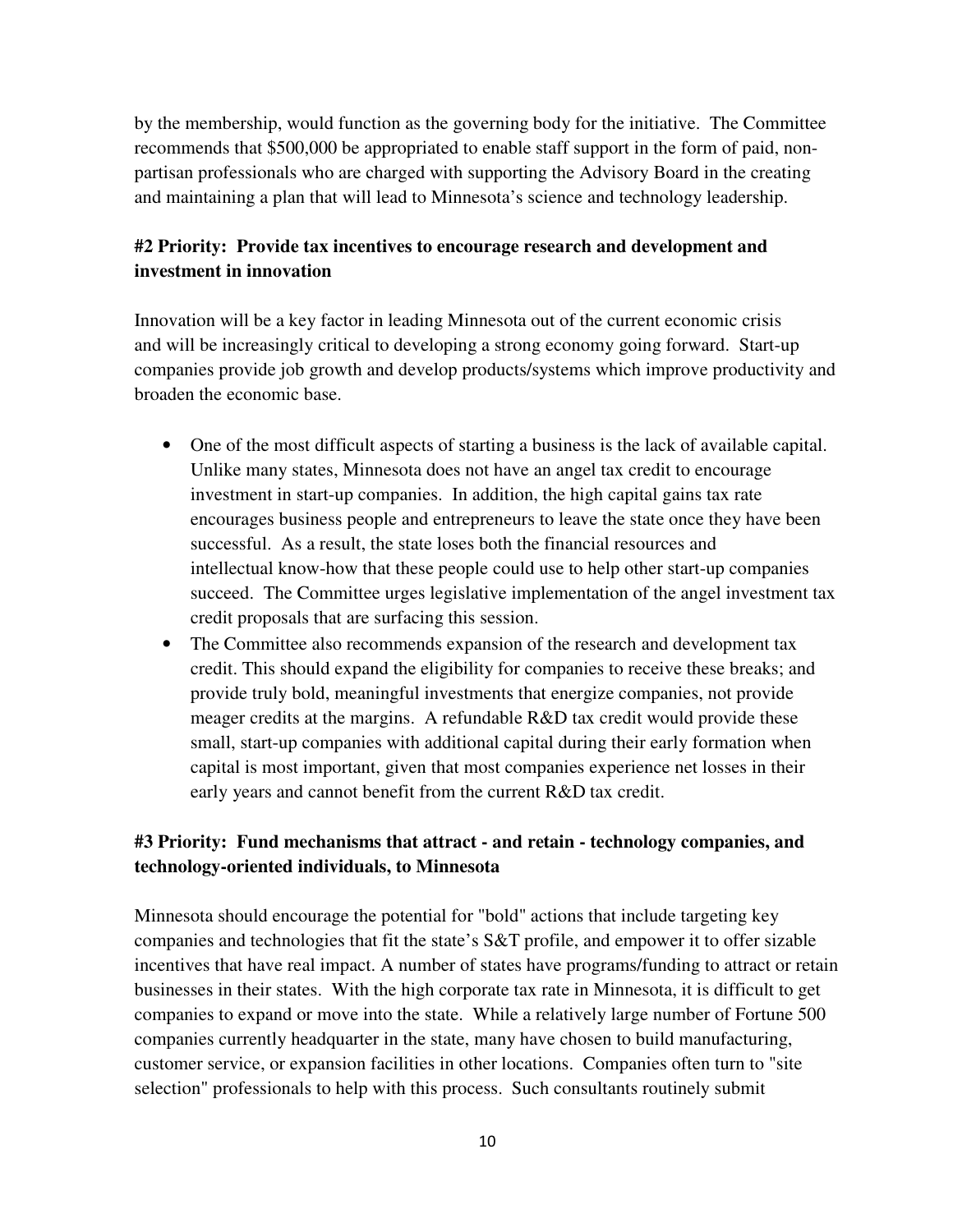by the membership, would function as the governing body for the initiative. The Committee recommends that $500,000 be appropriated to enable staff support in the form of paid, non-partisan professionals who are charged with supporting the Advisory Board in the creating and maintaining a plan that will lead to Minnesota's science and technology leadership.

### #2 Priority: Provide tax incentives to encourage research and development and investment in innovation

Innovation will be a key factor in leading Minnesota out of the current economic crisis and will be increasingly critical to developing a strong economy going forward. Start-up companies provide job growth and develop products/systems which improve productivity and broaden the economic base.

- One of the most difficult aspects of starting a business is the lack of available capital. Unlike many states, Minnesota does not have an angel tax credit to encourage investment in start-up companies. In addition, the high capital gains tax rate encourages business people and entrepreneurs to leave the state once they have been successful. As a result, the state loses both the financial resources and intellectual know-how that these people could use to help other start-up companies succeed. The Committee urges legislative implementation of the angel investment tax credit proposals that are surfacing this session.
- The Committee also recommends expansion of the research and development tax credit. This should expand the eligibility for companies to receive these breaks; and provide truly bold, meaningful investments that energize companies, not provide meager credits at the margins. A refundable R&D tax credit would provide these small, start-up companies with additional capital during their early formation when capital is most important, given that most companies experience net losses in their early years and cannot benefit from the current R&D tax credit.

### #3 Priority: Fund mechanisms that attract - and retain - technology companies, and technology-oriented individuals, to Minnesota

Minnesota should encourage the potential for "bold" actions that include targeting key companies and technologies that fit the state's S&T profile, and empower it to offer sizable incentives that have real impact. A number of states have programs/funding to attract or retain businesses in their states. With the high corporate tax rate in Minnesota, it is difficult to get companies to expand or move into the state. While a relatively large number of Fortune 500 companies currently headquarter in the state, many have chosen to build manufacturing, customer service, or expansion facilities in other locations. Companies often turn to "site selection" professionals to help with this process. Such consultants routinely submit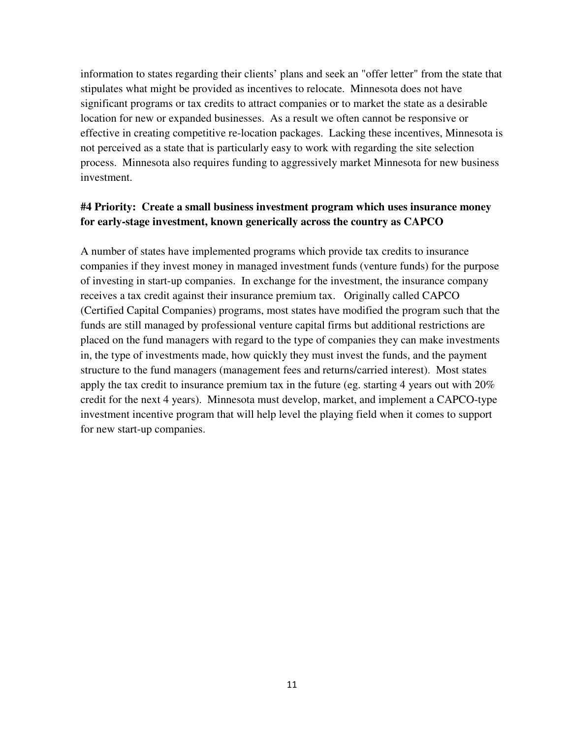information to states regarding their clients' plans and seek an "offer letter" from the state that stipulates what might be provided as incentives to relocate. Minnesota does not have significant programs or tax credits to attract companies or to market the state as a desirable location for new or expanded businesses. As a result we often cannot be responsive or effective in creating competitive re-location packages. Lacking these incentives, Minnesota is not perceived as a state that is particularly easy to work with regarding the site selection process. Minnesota also requires funding to aggressively market Minnesota for new business investment.

**#4 Priority: Create a small business investment program which uses insurance money for early-stage investment, known generically across the country as CAPCO**

A number of states have implemented programs which provide tax credits to insurance companies if they invest money in managed investment funds (venture funds) for the purpose of investing in start-up companies. In exchange for the investment, the insurance company receives a tax credit against their insurance premium tax. Originally called CAPCO (Certified Capital Companies) programs, most states have modified the program such that the funds are still managed by professional venture capital firms but additional restrictions are placed on the fund managers with regard to the type of companies they can make investments in, the type of investments made, how quickly they must invest the funds, and the payment structure to the fund managers (management fees and returns/carried interest). Most states apply the tax credit to insurance premium tax in the future (eg. starting 4 years out with 20% credit for the next 4 years). Minnesota must develop, market, and implement a CAPCO-type investment incentive program that will help level the playing field when it comes to support for new start-up companies.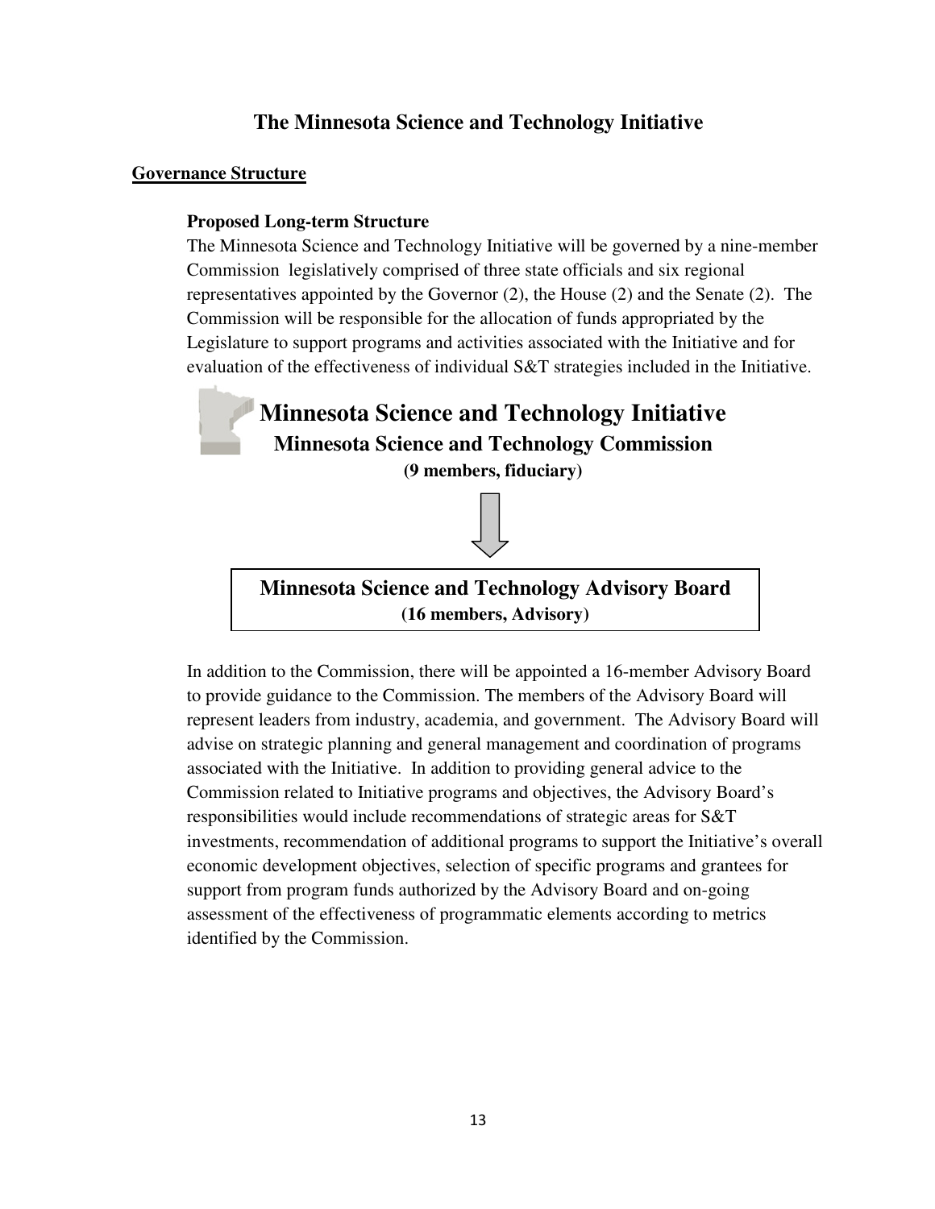## The Minnesota Science and Technology Initiative

### Governance Structure

**Proposed Long-term Structure**

The Minnesota Science and Technology Initiative will be governed by a nine-member Commission legislatively comprised of three state officials and six regional representatives appointed by the Governor (2), the House (2) and the Senate (2). The Commission will be responsible for the allocation of funds appropriated by the Legislature to support programs and activities associated with the Initiative and for evaluation of the effectiveness of individual S&T strategies included in the Initiative.

**Minnesota Science and Technology Initiative**

**Minnesota Science and Technology Commission**

**(9 members, fiduciary)**

**Minnesota Science and Technology Advisory Board**

**(16 members, Advisory)**

In addition to the Commission, there will be appointed a 16-member Advisory Board to provide guidance to the Commission. The members of the Advisory Board will represent leaders from industry, academia, and government. The Advisory Board will advise on strategic planning and general management and coordination of programs associated with the Initiative. In addition to providing general advice to the Commission related to Initiative programs and objectives, the Advisory Board's responsibilities would include recommendations of strategic areas for S&T investments, recommendation of additional programs to support the Initiative's overall economic development objectives, selection of specific programs and grantees for support from program funds authorized by the Advisory Board and on-going assessment of the effectiveness of programmatic elements according to metrics identified by the Commission.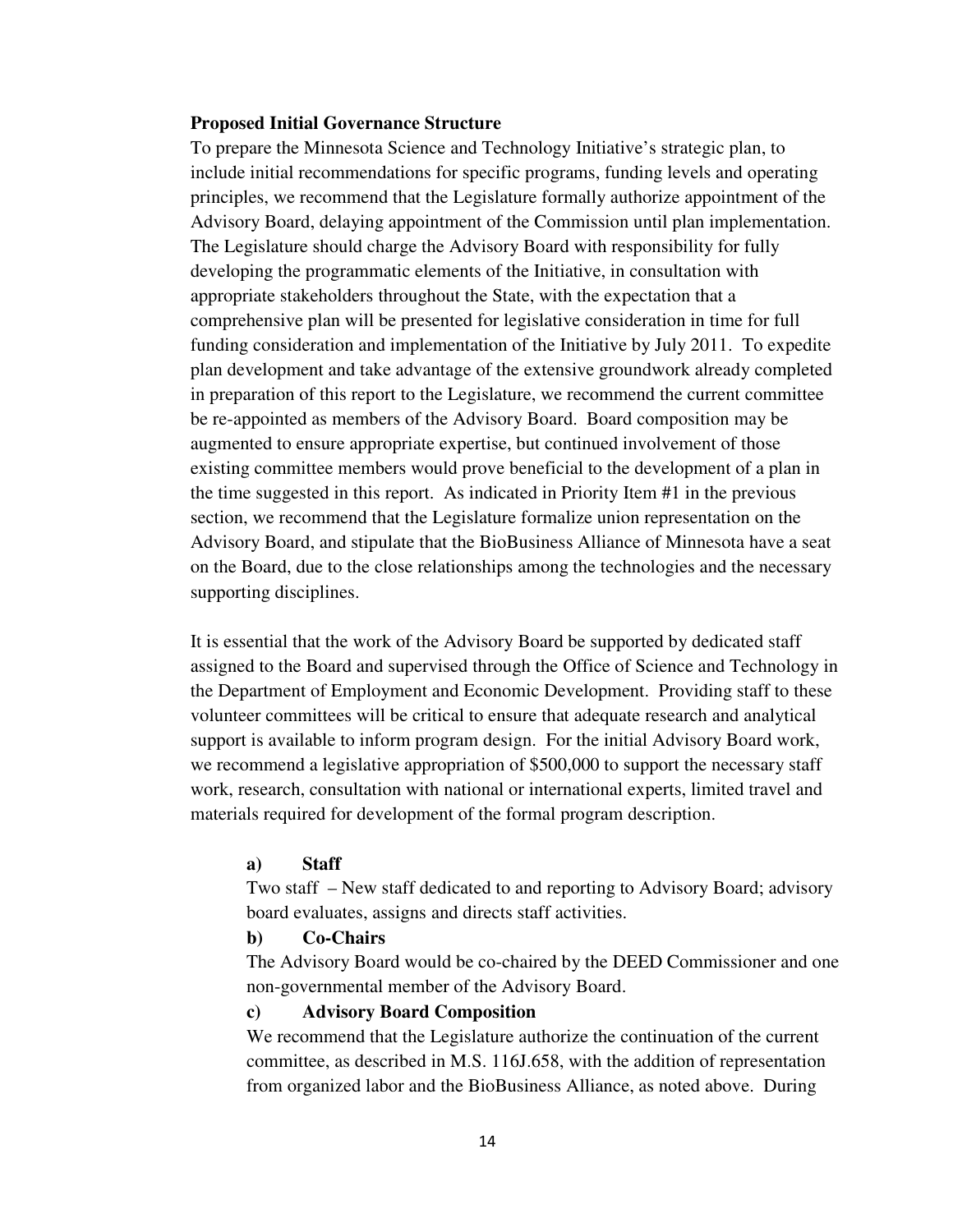**Proposed Initial Governance Structure**

To prepare the Minnesota Science and Technology Initiative's strategic plan, to include initial recommendations for specific programs, funding levels and operating principles, we recommend that the Legislature formally authorize appointment of the Advisory Board, delaying appointment of the Commission until plan implementation. The Legislature should charge the Advisory Board with responsibility for fully developing the programmatic elements of the Initiative, in consultation with appropriate stakeholders throughout the State, with the expectation that a comprehensive plan will be presented for legislative consideration in time for full funding consideration and implementation of the Initiative by July 2011. To expedite plan development and take advantage of the extensive groundwork already completed in preparation of this report to the Legislature, we recommend the current committee be re-appointed as members of the Advisory Board. Board composition may be augmented to ensure appropriate expertise, but continued involvement of those existing committee members would prove beneficial to the development of a plan in the time suggested in this report. As indicated in Priority Item #1 in the previous section, we recommend that the Legislature formalize union representation on the Advisory Board, and stipulate that the BioBusiness Alliance of Minnesota have a seat on the Board, due to the close relationships among the technologies and the necessary supporting disciplines.

It is essential that the work of the Advisory Board be supported by dedicated staff assigned to the Board and supervised through the Office of Science and Technology in the Department of Employment and Economic Development. Providing staff to these volunteer committees will be critical to ensure that adequate research and analytical support is available to inform program design. For the initial Advisory Board work, we recommend a legislative appropriation of $500,000 to support the necessary staff work, research, consultation with national or international experts, limited travel and materials required for development of the formal program description.

**a) Staff**

Two staff – New staff dedicated to and reporting to Advisory Board; advisory board evaluates, assigns and directs staff activities.

**b) Co-Chairs**

The Advisory Board would be co-chaired by the DEED Commissioner and one non-governmental member of the Advisory Board.

**c) Advisory Board Composition**

We recommend that the Legislature authorize the continuation of the current committee, as described in M.S. 116J.658, with the addition of representation from organized labor and the BioBusiness Alliance, as noted above. During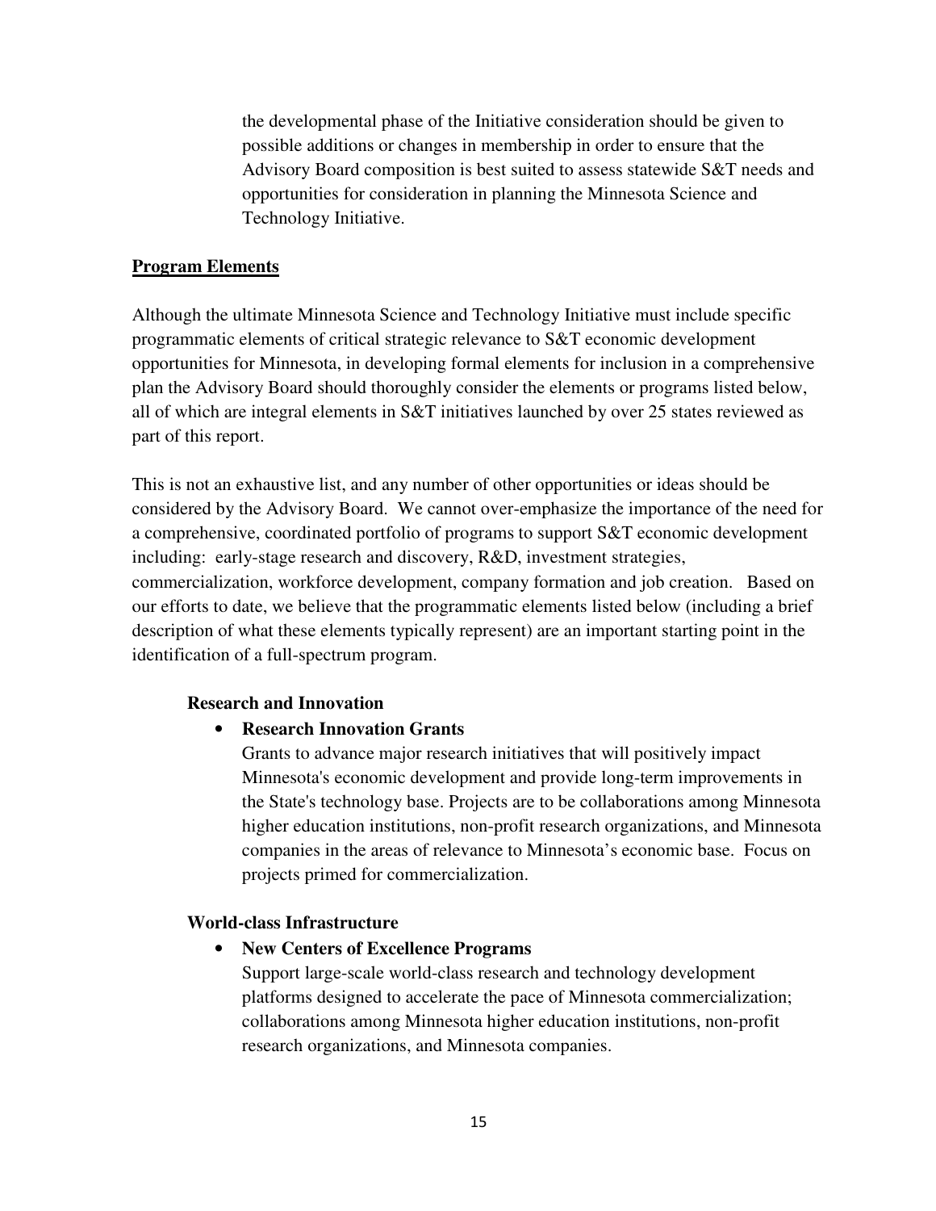the developmental phase of the Initiative consideration should be given to possible additions or changes in membership in order to ensure that the Advisory Board composition is best suited to assess statewide S&T needs and opportunities for consideration in planning the Minnesota Science and Technology Initiative.

## Program Elements

Although the ultimate Minnesota Science and Technology Initiative must include specific programmatic elements of critical strategic relevance to S&T economic development opportunities for Minnesota, in developing formal elements for inclusion in a comprehensive plan the Advisory Board should thoroughly consider the elements or programs listed below, all of which are integral elements in S&T initiatives launched by over 25 states reviewed as part of this report.

This is not an exhaustive list, and any number of other opportunities or ideas should be considered by the Advisory Board. We cannot over-emphasize the importance of the need for a comprehensive, coordinated portfolio of programs to support S&T economic development including: early-stage research and discovery, R&D, investment strategies, commercialization, workforce development, company formation and job creation. Based on our efforts to date, we believe that the programmatic elements listed below (including a brief description of what these elements typically represent) are an important starting point in the identification of a full-spectrum program.

### Research and Innovation

- **Research Innovation Grants**
  Grants to advance major research initiatives that will positively impact Minnesota's economic development and provide long-term improvements in the State's technology base. Projects are to be collaborations among Minnesota higher education institutions, non-profit research organizations, and Minnesota companies in the areas of relevance to Minnesota's economic base. Focus on projects primed for commercialization.

### World-class Infrastructure

- **New Centers of Excellence Programs**
  Support large-scale world-class research and technology development platforms designed to accelerate the pace of Minnesota commercialization; collaborations among Minnesota higher education institutions, non-profit research organizations, and Minnesota companies.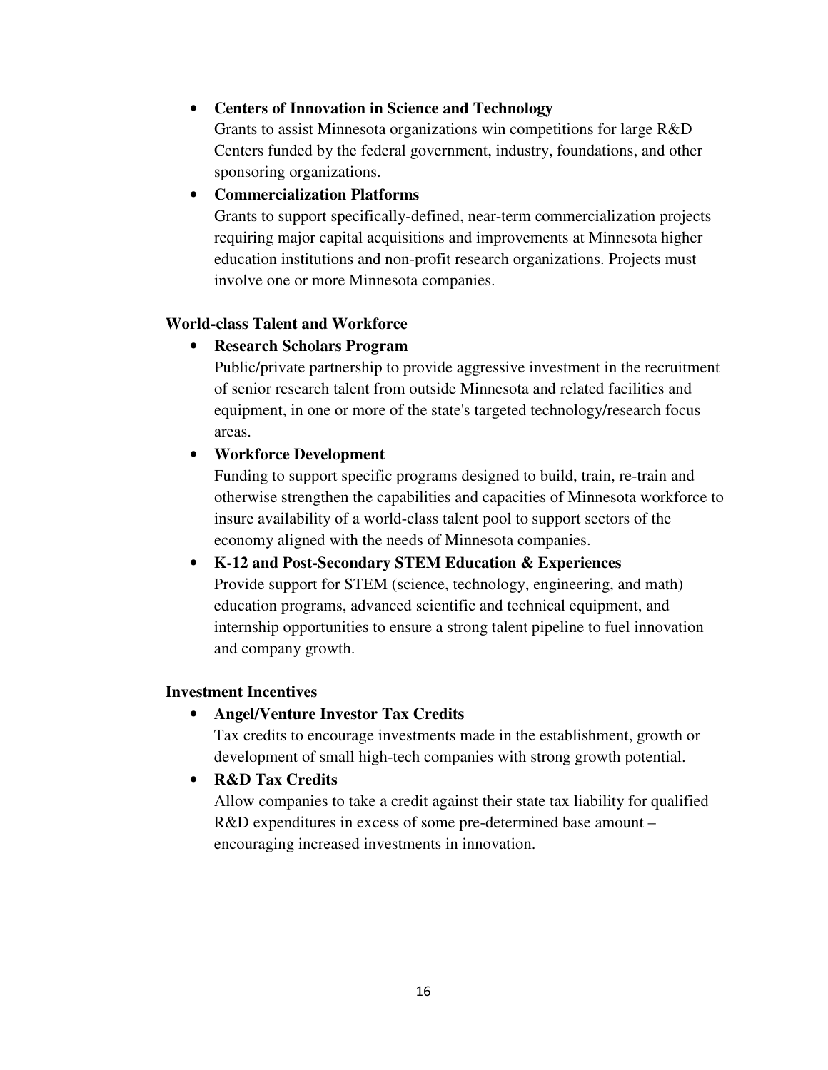- **Centers of Innovation in Science and Technology**
  Grants to assist Minnesota organizations win competitions for large R&D Centers funded by the federal government, industry, foundations, and other sponsoring organizations.
- **Commercialization Platforms**
  Grants to support specifically-defined, near-term commercialization projects requiring major capital acquisitions and improvements at Minnesota higher education institutions and non-profit research organizations. Projects must involve one or more Minnesota companies.

**World-class Talent and Workforce**

- **Research Scholars Program**
  Public/private partnership to provide aggressive investment in the recruitment of senior research talent from outside Minnesota and related facilities and equipment, in one or more of the state's targeted technology/research focus areas.
- **Workforce Development**
  Funding to support specific programs designed to build, train, re-train and otherwise strengthen the capabilities and capacities of Minnesota workforce to insure availability of a world-class talent pool to support sectors of the economy aligned with the needs of Minnesota companies.
- **K-12 and Post-Secondary STEM Education & Experiences**
  Provide support for STEM (science, technology, engineering, and math) education programs, advanced scientific and technical equipment, and internship opportunities to ensure a strong talent pipeline to fuel innovation and company growth.

**Investment Incentives**

- **Angel/Venture Investor Tax Credits**
  Tax credits to encourage investments made in the establishment, growth or development of small high-tech companies with strong growth potential.
- **R&D Tax Credits**
  Allow companies to take a credit against their state tax liability for qualified R&D expenditures in excess of some pre-determined base amount – encouraging increased investments in innovation.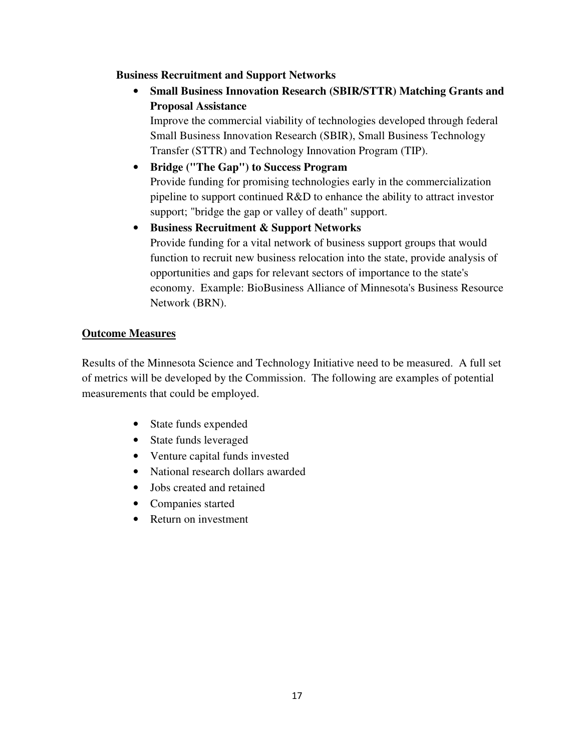**Business Recruitment and Support Networks**

- **Small Business Innovation Research (SBIR/STTR) Matching Grants and Proposal Assistance**
  Improve the commercial viability of technologies developed through federal Small Business Innovation Research (SBIR), Small Business Technology Transfer (STTR) and Technology Innovation Program (TIP).
- **Bridge ("The Gap") to Success Program**
  Provide funding for promising technologies early in the commercialization pipeline to support continued R&D to enhance the ability to attract investor support; "bridge the gap or valley of death" support.
- **Business Recruitment & Support Networks**
  Provide funding for a vital network of business support groups that would function to recruit new business relocation into the state, provide analysis of opportunities and gaps for relevant sectors of importance to the state's economy. Example: BioBusiness Alliance of Minnesota's Business Resource Network (BRN).

## Outcome Measures

Results of the Minnesota Science and Technology Initiative need to be measured. A full set of metrics will be developed by the Commission. The following are examples of potential measurements that could be employed.

- State funds expended
- State funds leveraged
- Venture capital funds invested
- National research dollars awarded
- Jobs created and retained
- Companies started
- Return on investment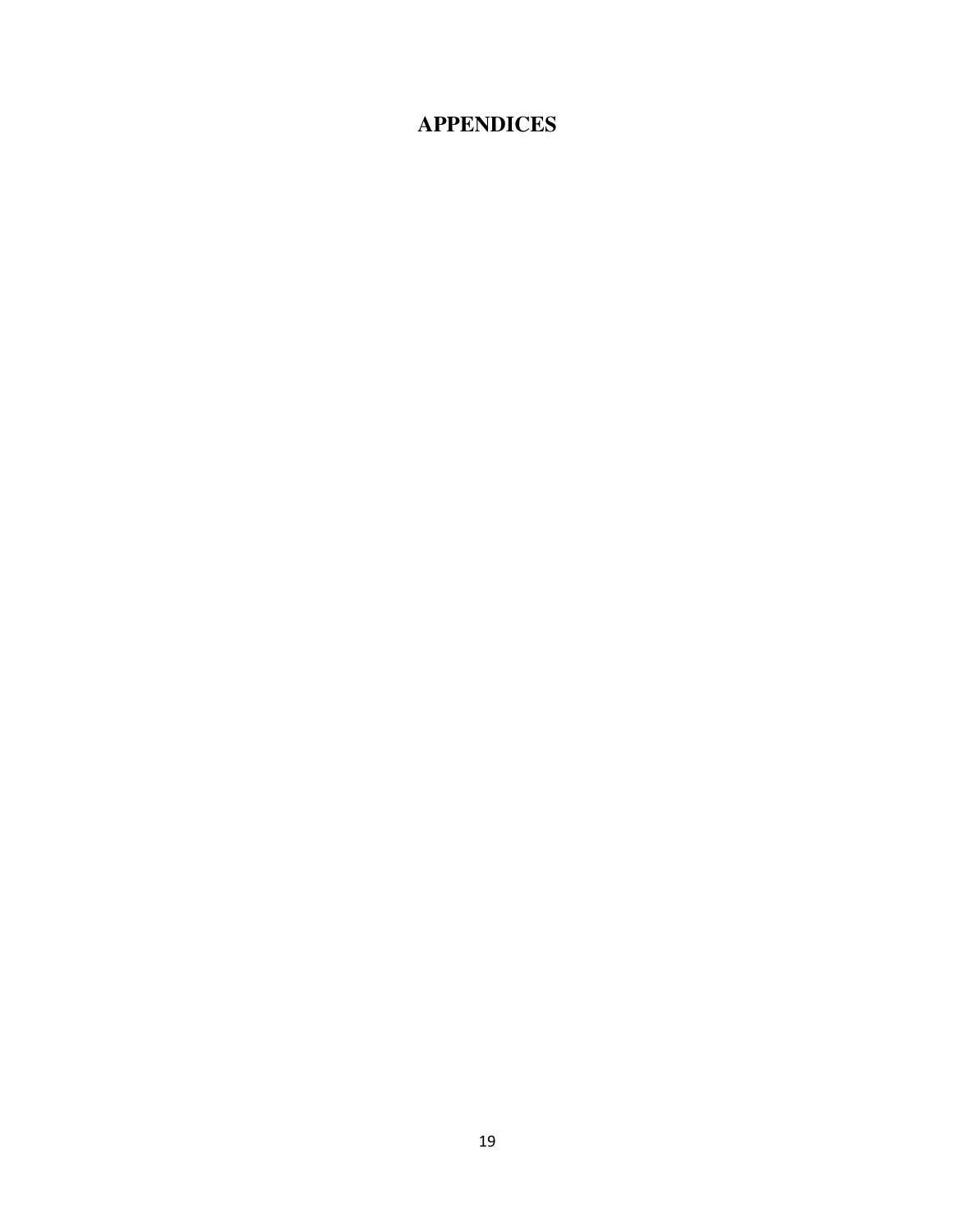# APPENDICES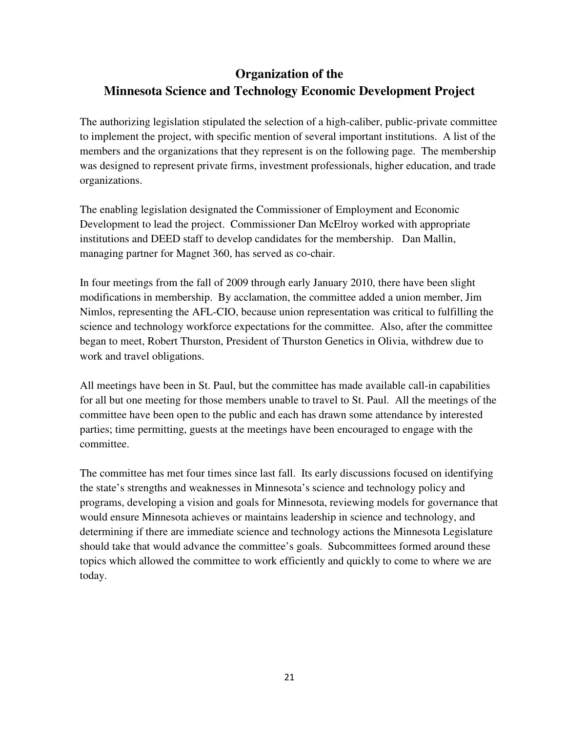# Organization of the Minnesota Science and Technology Economic Development Project

The authorizing legislation stipulated the selection of a high-caliber, public-private committee to implement the project, with specific mention of several important institutions. A list of the members and the organizations that they represent is on the following page. The membership was designed to represent private firms, investment professionals, higher education, and trade organizations.

The enabling legislation designated the Commissioner of Employment and Economic Development to lead the project. Commissioner Dan McElroy worked with appropriate institutions and DEED staff to develop candidates for the membership. Dan Mallin, managing partner for Magnet 360, has served as co-chair.

In four meetings from the fall of 2009 through early January 2010, there have been slight modifications in membership. By acclamation, the committee added a union member, Jim Nimlos, representing the AFL-CIO, because union representation was critical to fulfilling the science and technology workforce expectations for the committee. Also, after the committee began to meet, Robert Thurston, President of Thurston Genetics in Olivia, withdrew due to work and travel obligations.

All meetings have been in St. Paul, but the committee has made available call-in capabilities for all but one meeting for those members unable to travel to St. Paul. All the meetings of the committee have been open to the public and each has drawn some attendance by interested parties; time permitting, guests at the meetings have been encouraged to engage with the committee.

The committee has met four times since last fall. Its early discussions focused on identifying the state's strengths and weaknesses in Minnesota's science and technology policy and programs, developing a vision and goals for Minnesota, reviewing models for governance that would ensure Minnesota achieves or maintains leadership in science and technology, and determining if there are immediate science and technology actions the Minnesota Legislature should take that would advance the committee's goals. Subcommittees formed around these topics which allowed the committee to work efficiently and quickly to come to where we are today.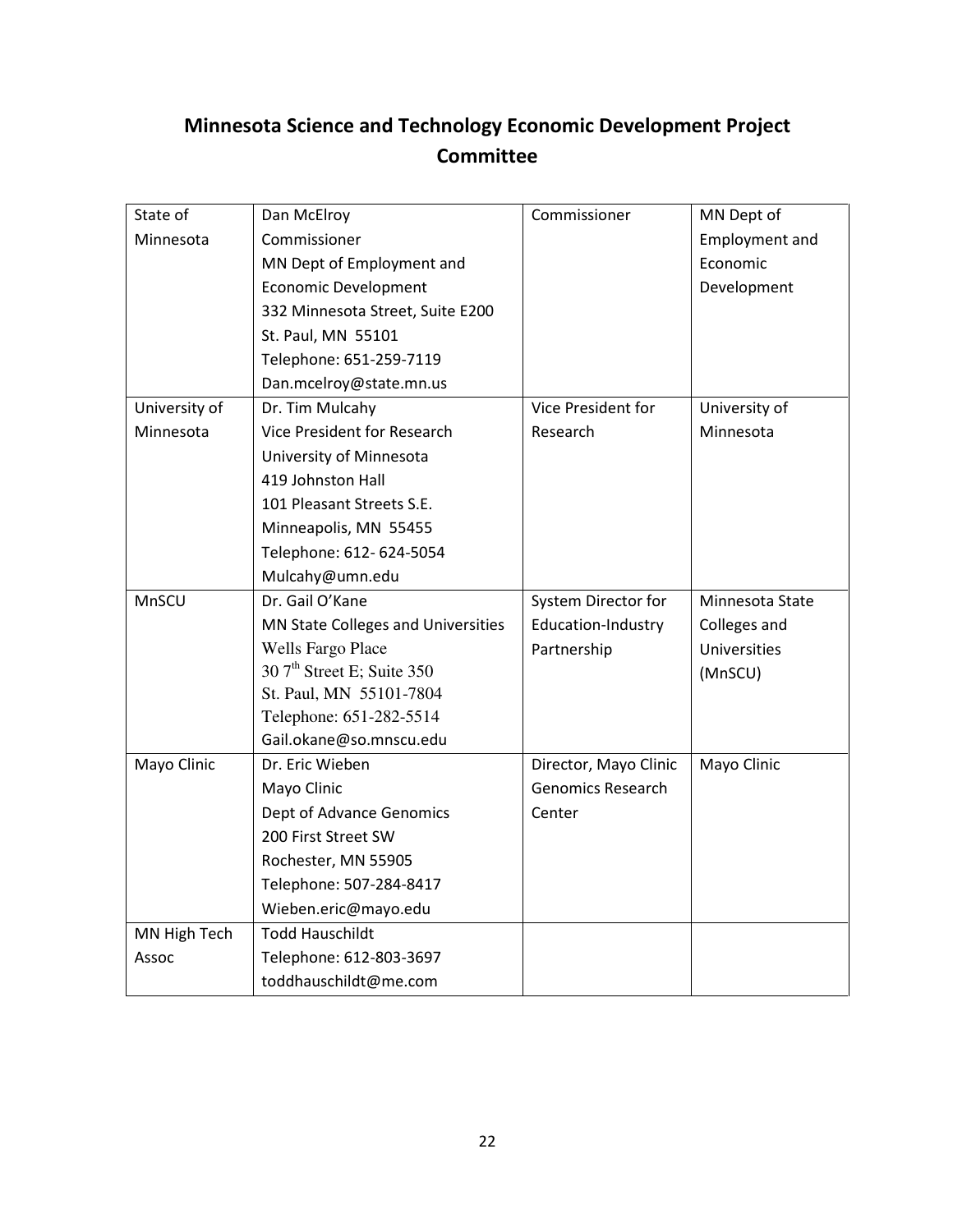# Minnesota Science and Technology Economic Development Project Committee

| | | | |
|---|---|---|---|
| State of Minnesota | Dan McElroy<br>Commissioner<br>MN Dept of Employment and Economic Development<br>332 Minnesota Street, Suite E200<br>St. Paul, MN 55101<br>Telephone: 651-259-7119<br>Dan.mcelroy@state.mn.us | Commissioner | MN Dept of Employment and Economic Development |
| University of Minnesota | Dr. Tim Mulcahy<br>Vice President for Research<br>University of Minnesota<br>419 Johnston Hall<br>101 Pleasant Streets S.E.<br>Minneapolis, MN 55455<br>Telephone: 612- 624-5054<br>Mulcahy@umn.edu | Vice President for Research | University of Minnesota |
| MnSCU | Dr. Gail O'Kane<br>MN State Colleges and Universities<br>Wells Fargo Place<br>30 7th Street E; Suite 350<br>St. Paul, MN 55101-7804<br>Telephone: 651-282-5514<br>Gail.okane@so.mnscu.edu | System Director for Education-Industry Partnership | Minnesota State Colleges and Universities (MnSCU) |
| Mayo Clinic | Dr. Eric Wieben<br>Mayo Clinic<br>Dept of Advance Genomics<br>200 First Street SW<br>Rochester, MN 55905<br>Telephone: 507-284-8417<br>Wieben.eric@mayo.edu | Director, Mayo Clinic Genomics Research Center | Mayo Clinic |
| MN High Tech Assoc | Todd Hauschildt<br>Telephone: 612-803-3697<br>toddhauschildt@me.com | | |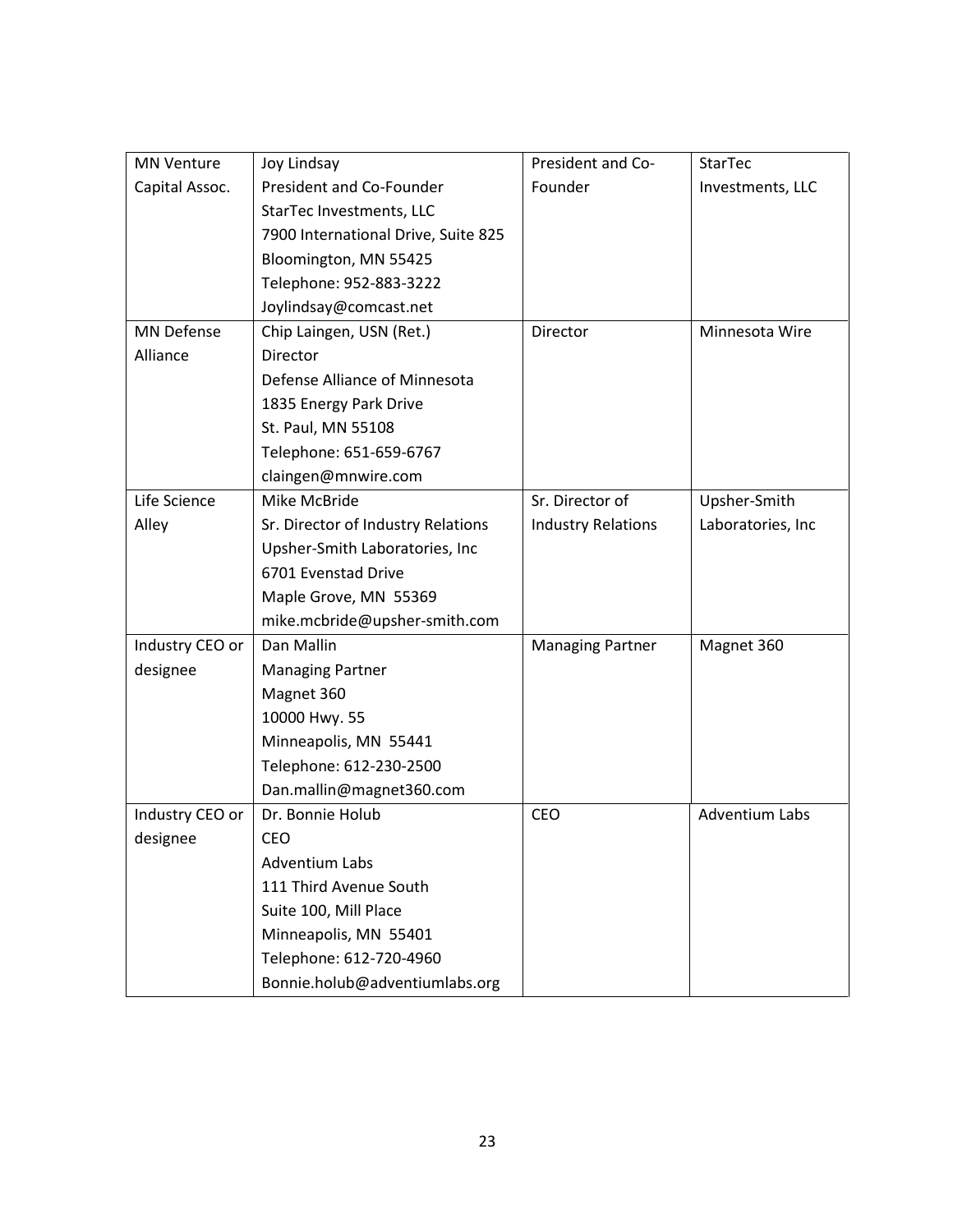| | | | |
|---|---|---|---|
| MN Venture Capital Assoc. | Joy Lindsay<br>President and Co-Founder<br>StarTec Investments, LLC<br>7900 International Drive, Suite 825<br>Bloomington, MN 55425<br>Telephone: 952-883-3222<br>Joylindsay@comcast.net | President and Co-Founder | StarTec Investments, LLC |
| MN Defense Alliance | Chip Laingen, USN (Ret.)<br>Director<br>Defense Alliance of Minnesota<br>1835 Energy Park Drive<br>St. Paul, MN 55108<br>Telephone: 651-659-6767<br>claingen@mnwire.com | Director | Minnesota Wire |
| Life Science Alley | Mike McBride<br>Sr. Director of Industry Relations<br>Upsher-Smith Laboratories, Inc<br>6701 Evenstad Drive<br>Maple Grove, MN 55369<br>mike.mcbride@upsher-smith.com | Sr. Director of Industry Relations | Upsher-Smith Laboratories, Inc |
| Industry CEO or designee | Dan Mallin<br>Managing Partner<br>Magnet 360<br>10000 Hwy. 55<br>Minneapolis, MN 55441<br>Telephone: 612-230-2500<br>Dan.mallin@magnet360.com | Managing Partner | Magnet 360 |
| Industry CEO or designee | Dr. Bonnie Holub<br>CEO<br>Adventium Labs<br>111 Third Avenue South<br>Suite 100, Mill Place<br>Minneapolis, MN 55401<br>Telephone: 612-720-4960<br>Bonnie.holub@adventiumlabs.org | CEO | Adventium Labs |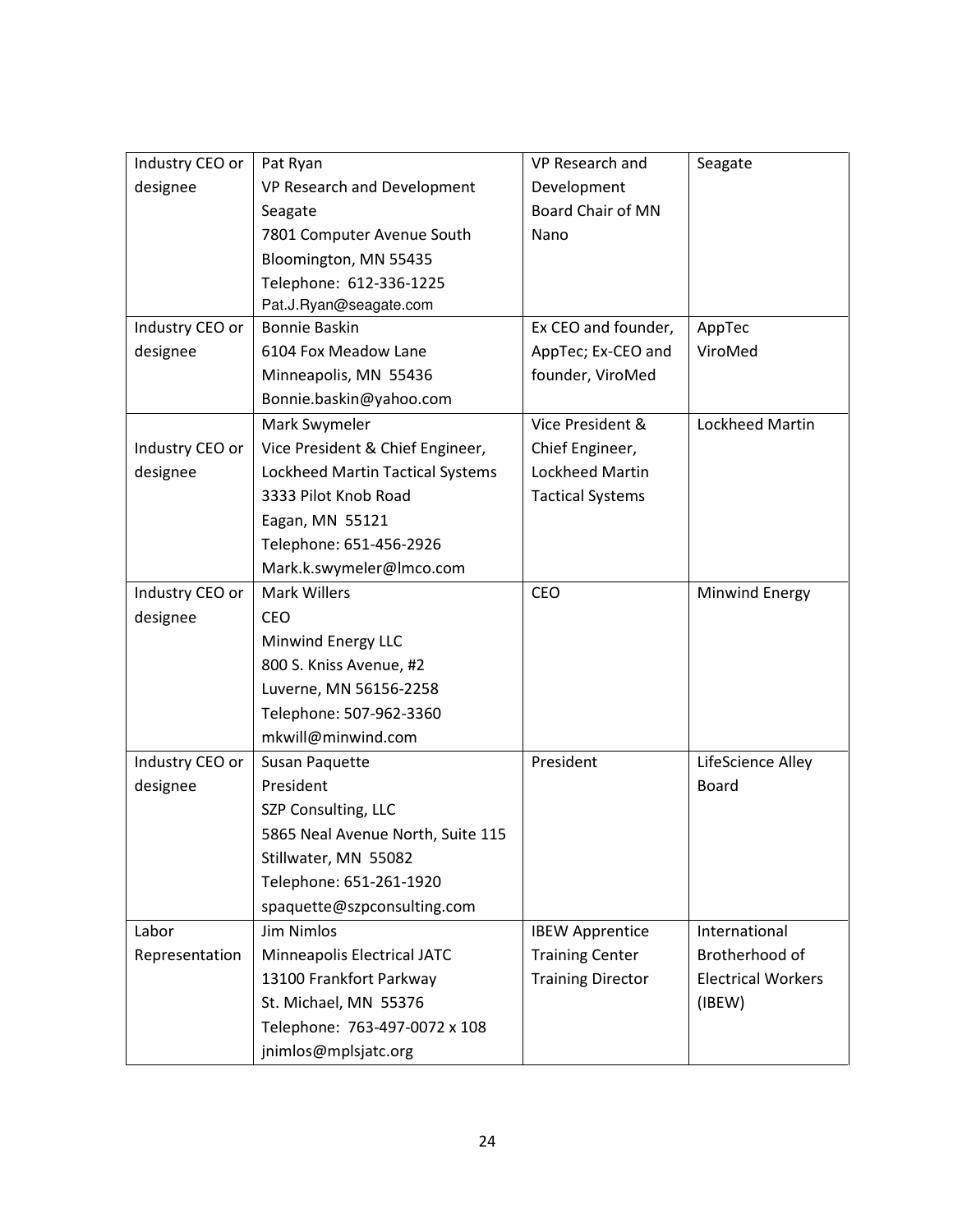| Industry CEO or designee | Pat Ryan<br>VP Research and Development<br>Seagate<br>7801 Computer Avenue South<br>Bloomington, MN 55435<br>Telephone: 612-336-1225<br>Pat.J.Ryan@seagate.com | VP Research and Development<br>Board Chair of MN Nano | Seagate |
|---|---|---|---|
| Industry CEO or designee | Bonnie Baskin<br>6104 Fox Meadow Lane<br>Minneapolis, MN 55436<br>Bonnie.baskin@yahoo.com | Ex CEO and founder, AppTec; Ex-CEO and founder, ViroMed | AppTec<br>ViroMed |
| Industry CEO or designee | Mark Swymeler<br>Vice President & Chief Engineer,<br>Lockheed Martin Tactical Systems<br>3333 Pilot Knob Road<br>Eagan, MN 55121<br>Telephone: 651-456-2926<br>Mark.k.swymeler@lmco.com | Vice President & Chief Engineer, Lockheed Martin Tactical Systems | Lockheed Martin |
| Industry CEO or designee | Mark Willers<br>CEO<br>Minwind Energy LLC<br>800 S. Kniss Avenue, #2<br>Luverne, MN 56156-2258<br>Telephone: 507-962-3360<br>mkwill@minwind.com | CEO | Minwind Energy |
| Industry CEO or designee | Susan Paquette<br>President<br>SZP Consulting, LLC<br>5865 Neal Avenue North, Suite 115<br>Stillwater, MN 55082<br>Telephone: 651-261-1920<br>spaquette@szpconsulting.com | President | LifeScience Alley Board |
| Labor Representation | Jim Nimlos<br>Minneapolis Electrical JATC<br>13100 Frankfort Parkway<br>St. Michael, MN 55376<br>Telephone: 763-497-0072 x 108<br>jnimlos@mplsjatc.org | IBEW Apprentice Training Center Training Director | International Brotherhood of Electrical Workers (IBEW) |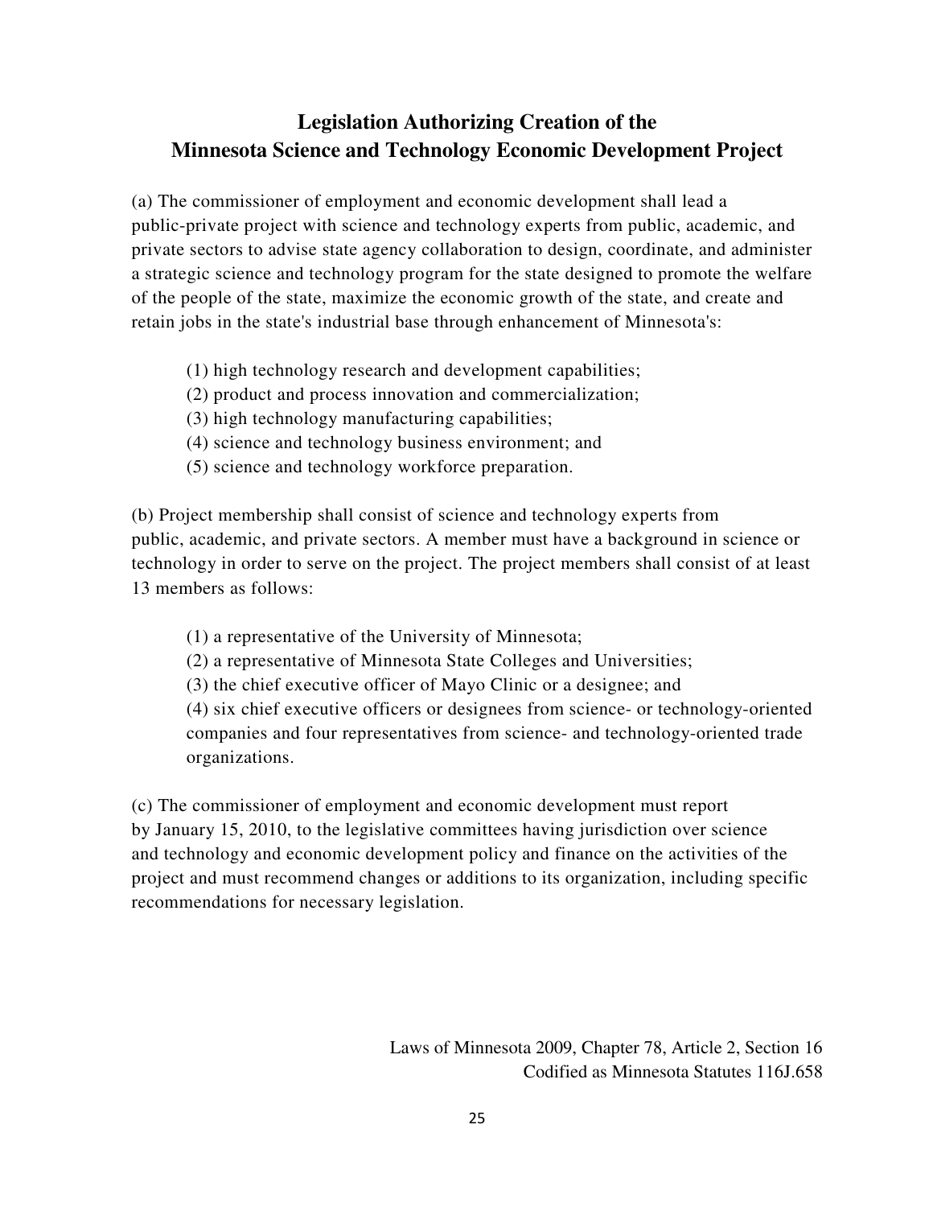# Legislation Authorizing Creation of the Minnesota Science and Technology Economic Development Project

(a) The commissioner of employment and economic development shall lead a public-private project with science and technology experts from public, academic, and private sectors to advise state agency collaboration to design, coordinate, and administer a strategic science and technology program for the state designed to promote the welfare of the people of the state, maximize the economic growth of the state, and create and retain jobs in the state's industrial base through enhancement of Minnesota's:

(1) high technology research and development capabilities;
(2) product and process innovation and commercialization;
(3) high technology manufacturing capabilities;
(4) science and technology business environment; and
(5) science and technology workforce preparation.

(b) Project membership shall consist of science and technology experts from public, academic, and private sectors. A member must have a background in science or technology in order to serve on the project. The project members shall consist of at least 13 members as follows:

(1) a representative of the University of Minnesota;
(2) a representative of Minnesota State Colleges and Universities;
(3) the chief executive officer of Mayo Clinic or a designee; and
(4) six chief executive officers or designees from science- or technology-oriented companies and four representatives from science- and technology-oriented trade organizations.

(c) The commissioner of employment and economic development must report by January 15, 2010, to the legislative committees having jurisdiction over science and technology and economic development policy and finance on the activities of the project and must recommend changes or additions to its organization, including specific recommendations for necessary legislation.

Laws of Minnesota 2009, Chapter 78, Article 2, Section 16
Codified as Minnesota Statutes 116J.658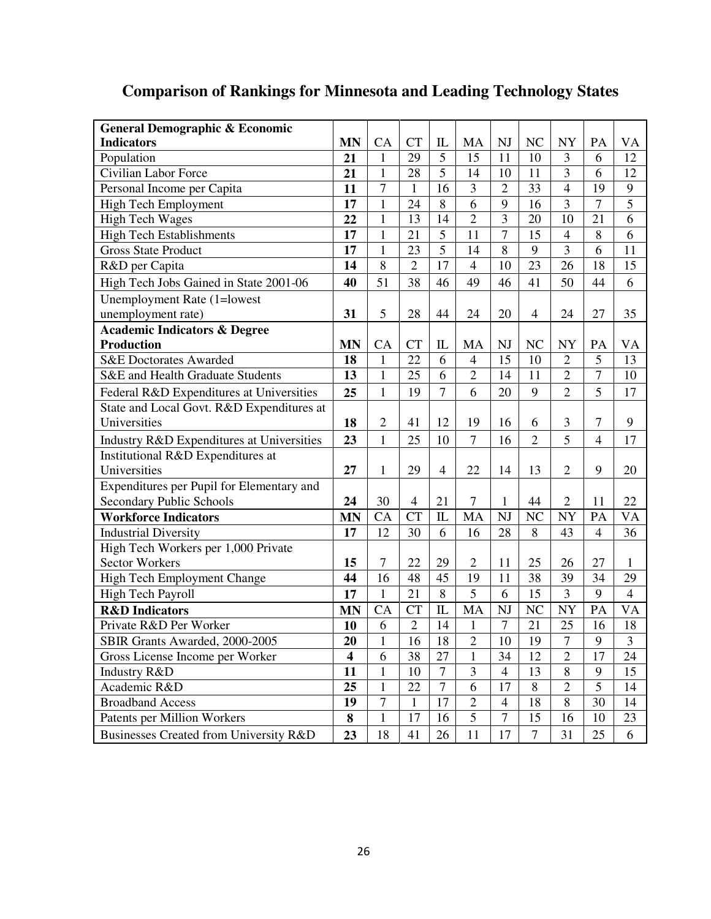# Comparison of Rankings for Minnesota and Leading Technology States

| **General Demographic & Economic Indicators** | **MN** | CA | CT | IL | MA | NJ | NC | NY | PA | VA |
|---|---|---|---|---|---|---|---|---|---|---|
| Population | **21** | 1 | 29 | 5 | 15 | 11 | 10 | 3 | 6 | 12 |
| Civilian Labor Force | **21** | 1 | 28 | 5 | 14 | 10 | 11 | 3 | 6 | 12 |
| Personal Income per Capita | **11** | 7 | 1 | 16 | 3 | 2 | 33 | 4 | 19 | 9 |
| High Tech Employment | **17** | 1 | 24 | 8 | 6 | 9 | 16 | 3 | 7 | 5 |
| High Tech Wages | **22** | 1 | 13 | 14 | 2 | 3 | 20 | 10 | 21 | 6 |
| High Tech Establishments | **17** | 1 | 21 | 5 | 11 | 7 | 15 | 4 | 8 | 6 |
| Gross State Product | **17** | 1 | 23 | 5 | 14 | 8 | 9 | 3 | 6 | 11 |
| R&D per Capita | **14** | 8 | 2 | 17 | 4 | 10 | 23 | 26 | 18 | 15 |
| High Tech Jobs Gained in State 2001-06 | **40** | 51 | 38 | 46 | 49 | 46 | 41 | 50 | 44 | 6 |
| Unemployment Rate (1=lowest unemployment rate) | **31** | 5 | 28 | 44 | 24 | 20 | 4 | 24 | 27 | 35 |
| **Academic Indicators & Degree Production** | **MN** | CA | CT | IL | MA | NJ | NC | NY | PA | VA |
| S&E Doctorates Awarded | **18** | 1 | 22 | 6 | 4 | 15 | 10 | 2 | 5 | 13 |
| S&E and Health Graduate Students | **13** | 1 | 25 | 6 | 2 | 14 | 11 | 2 | 7 | 10 |
| Federal R&D Expenditures at Universities | **25** | 1 | 19 | 7 | 6 | 20 | 9 | 2 | 5 | 17 |
| State and Local Govt. R&D Expenditures at Universities | **18** | 2 | 41 | 12 | 19 | 16 | 6 | 3 | 7 | 9 |
| Industry R&D Expenditures at Universities | **23** | 1 | 25 | 10 | 7 | 16 | 2 | 5 | 4 | 17 |
| Institutional R&D Expenditures at Universities | **27** | 1 | 29 | 4 | 22 | 14 | 13 | 2 | 9 | 20 |
| Expenditures per Pupil for Elementary and Secondary Public Schools | **24** | 30 | 4 | 21 | 7 | 1 | 44 | 2 | 11 | 22 |
| **Workforce Indicators** | **MN** | CA | CT | IL | MA | NJ | NC | NY | PA | VA |
| Industrial Diversity | **17** | 12 | 30 | 6 | 16 | 28 | 8 | 43 | 4 | 36 |
| High Tech Workers per 1,000 Private Sector Workers | **15** | 7 | 22 | 29 | 2 | 11 | 25 | 26 | 27 | 1 |
| High Tech Employment Change | **44** | 16 | 48 | 45 | 19 | 11 | 38 | 39 | 34 | 29 |
| High Tech Payroll | **17** | 1 | 21 | 8 | 5 | 6 | 15 | 3 | 9 | 4 |
| **R&D Indicators** | **MN** | CA | CT | IL | MA | NJ | NC | NY | PA | VA |
| Private R&D Per Worker | **10** | 6 | 2 | 14 | 1 | 7 | 21 | 25 | 16 | 18 |
| SBIR Grants Awarded, 2000-2005 | **20** | 1 | 16 | 18 | 2 | 10 | 19 | 7 | 9 | 3 |
| Gross License Income per Worker | **4** | 6 | 38 | 27 | 1 | 34 | 12 | 2 | 17 | 24 |
| Industry R&D | **11** | 1 | 10 | 7 | 3 | 4 | 13 | 8 | 9 | 15 |
| Academic R&D | **25** | 1 | 22 | 7 | 6 | 17 | 8 | 2 | 5 | 14 |
| Broadband Access | **19** | 7 | 1 | 17 | 2 | 4 | 18 | 8 | 30 | 14 |
| Patents per Million Workers | **8** | 1 | 17 | 16 | 5 | 7 | 15 | 16 | 10 | 23 |
| Businesses Created from University R&D | **23** | 18 | 41 | 26 | 11 | 17 | 7 | 31 | 25 | 6 |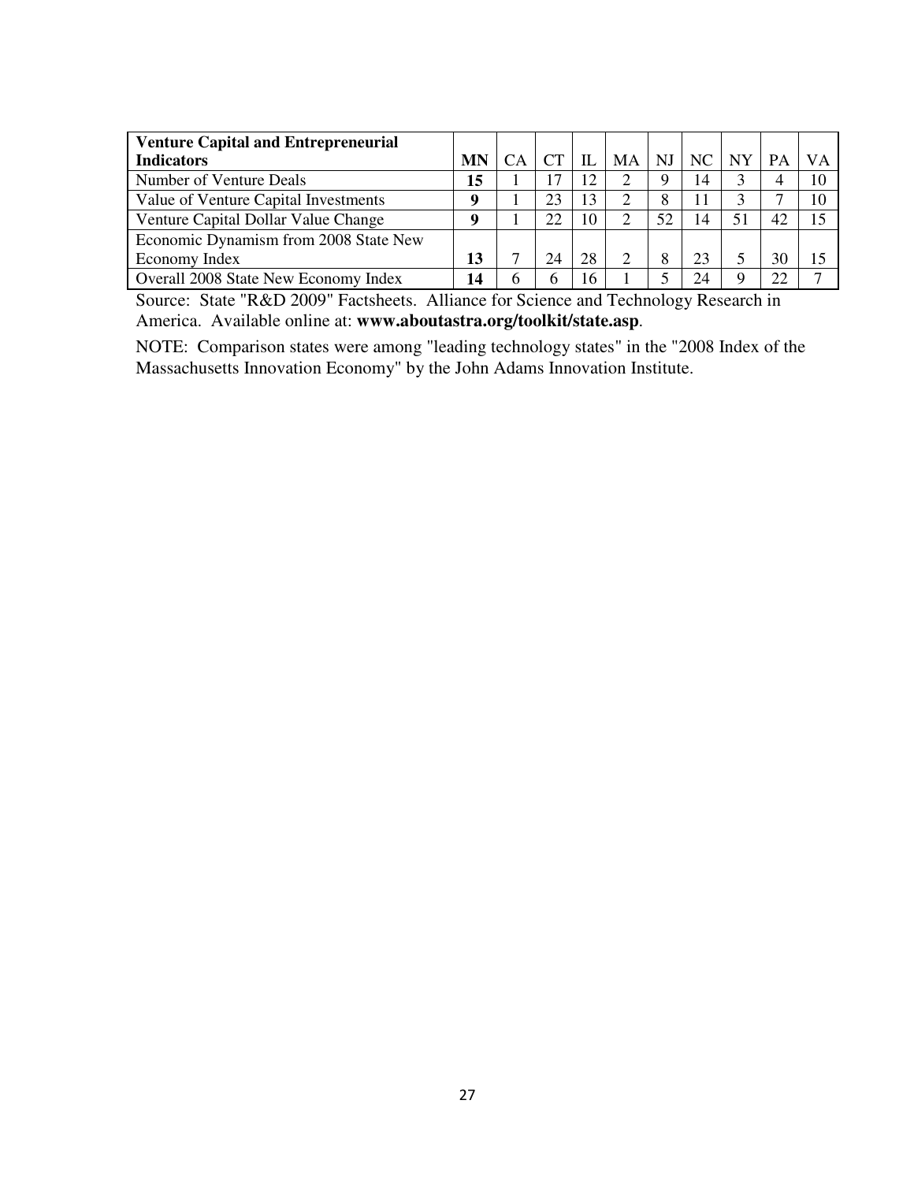| **Venture Capital and Entrepreneurial Indicators** | **MN** | CA | CT | IL | MA | NJ | NC | NY | PA | VA |
|---|---|---|---|---|---|---|---|---|---|---|
| Number of Venture Deals | **15** | 1 | 17 | 12 | 2 | 9 | 14 | 3 | 4 | 10 |
| Value of Venture Capital Investments | **9** | 1 | 23 | 13 | 2 | 8 | 11 | 3 | 7 | 10 |
| Venture Capital Dollar Value Change | **9** | 1 | 22 | 10 | 2 | 52 | 14 | 51 | 42 | 15 |
| Economic Dynamism from 2008 State New Economy Index | **13** | 7 | 24 | 28 | 2 | 8 | 23 | 5 | 30 | 15 |
| Overall 2008 State New Economy Index | **14** | 6 | 6 | 16 | 1 | 5 | 24 | 9 | 22 | 7 |

Source: State "R&D 2009" Factsheets. Alliance for Science and Technology Research in America. Available online at: **www.aboutastra.org/toolkit/state.asp**.

NOTE: Comparison states were among "leading technology states" in the "2008 Index of the Massachusetts Innovation Economy" by the John Adams Innovation Institute.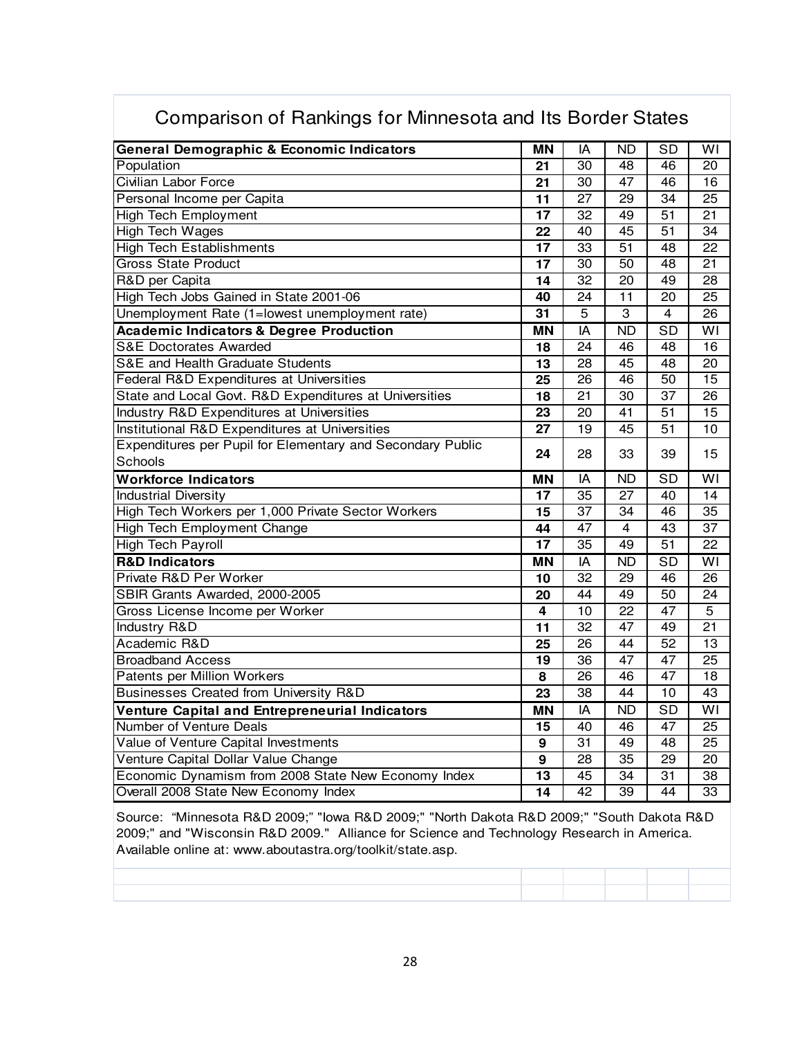## Comparison of Rankings for Minnesota and Its Border States

| General Demographic & Economic Indicators | MN | IA | ND | SD | WI |
|---|---|---|---|---|---|
| Population | **21** | 30 | 48 | 46 | 20 |
| Civilian Labor Force | **21** | 30 | 47 | 46 | 16 |
| Personal Income per Capita | **11** | 27 | 29 | 34 | 25 |
| High Tech Employment | **17** | 32 | 49 | 51 | 21 |
| High Tech Wages | **22** | 40 | 45 | 51 | 34 |
| High Tech Establishments | **17** | 33 | 51 | 48 | 22 |
| Gross State Product | **17** | 30 | 50 | 48 | 21 |
| R&D per Capita | **14** | 32 | 20 | 49 | 28 |
| High Tech Jobs Gained in State 2001-06 | **40** | 24 | 11 | 20 | 25 |
| Unemployment Rate (1=lowest unemployment rate) | **31** | 5 | 3 | 4 | 26 |
| **Academic Indicators & Degree Production** | **MN** | IA | ND | SD | WI |
| S&E Doctorates Awarded | **18** | 24 | 46 | 48 | 16 |
| S&E and Health Graduate Students | **13** | 28 | 45 | 48 | 20 |
| Federal R&D Expenditures at Universities | **25** | 26 | 46 | 50 | 15 |
| State and Local Govt. R&D Expenditures at Universities | **18** | 21 | 30 | 37 | 26 |
| Industry R&D Expenditures at Universities | **23** | 20 | 41 | 51 | 15 |
| Institutional R&D Expenditures at Universities | **27** | 19 | 45 | 51 | 10 |
| Expenditures per Pupil for Elementary and Secondary Public Schools | **24** | 28 | 33 | 39 | 15 |
| **Workforce Indicators** | **MN** | IA | ND | SD | WI |
| Industrial Diversity | **17** | 35 | 27 | 40 | 14 |
| High Tech Workers per 1,000 Private Sector Workers | **15** | 37 | 34 | 46 | 35 |
| High Tech Employment Change | **44** | 47 | 4 | 43 | 37 |
| High Tech Payroll | **17** | 35 | 49 | 51 | 22 |
| **R&D Indicators** | **MN** | IA | ND | SD | WI |
| Private R&D Per Worker | **10** | 32 | 29 | 46 | 26 |
| SBIR Grants Awarded, 2000-2005 | **20** | 44 | 49 | 50 | 24 |
| Gross License Income per Worker | **4** | 10 | 22 | 47 | 5 |
| Industry R&D | **11** | 32 | 47 | 49 | 21 |
| Academic R&D | **25** | 26 | 44 | 52 | 13 |
| Broadband Access | **19** | 36 | 47 | 47 | 25 |
| Patents per Million Workers | **8** | 26 | 46 | 47 | 18 |
| Businesses Created from University R&D | **23** | 38 | 44 | 10 | 43 |
| **Venture Capital and Entrepreneurial Indicators** | **MN** | IA | ND | SD | WI |
| Number of Venture Deals | **15** | 40 | 46 | 47 | 25 |
| Value of Venture Capital Investments | **9** | 31 | 49 | 48 | 25 |
| Venture Capital Dollar Value Change | **9** | 28 | 35 | 29 | 20 |
| Economic Dynamism from 2008 State New Economy Index | **13** | 45 | 34 | 31 | 38 |
| Overall 2008 State New Economy Index | **14** | 42 | 39 | 44 | 33 |

Source: "Minnesota R&D 2009;" "Iowa R&D 2009;" "North Dakota R&D 2009;" "South Dakota R&D 2009;" and "Wisconsin R&D 2009." Alliance for Science and Technology Research in America. Available online at: www.aboutastra.org/toolkit/state.asp.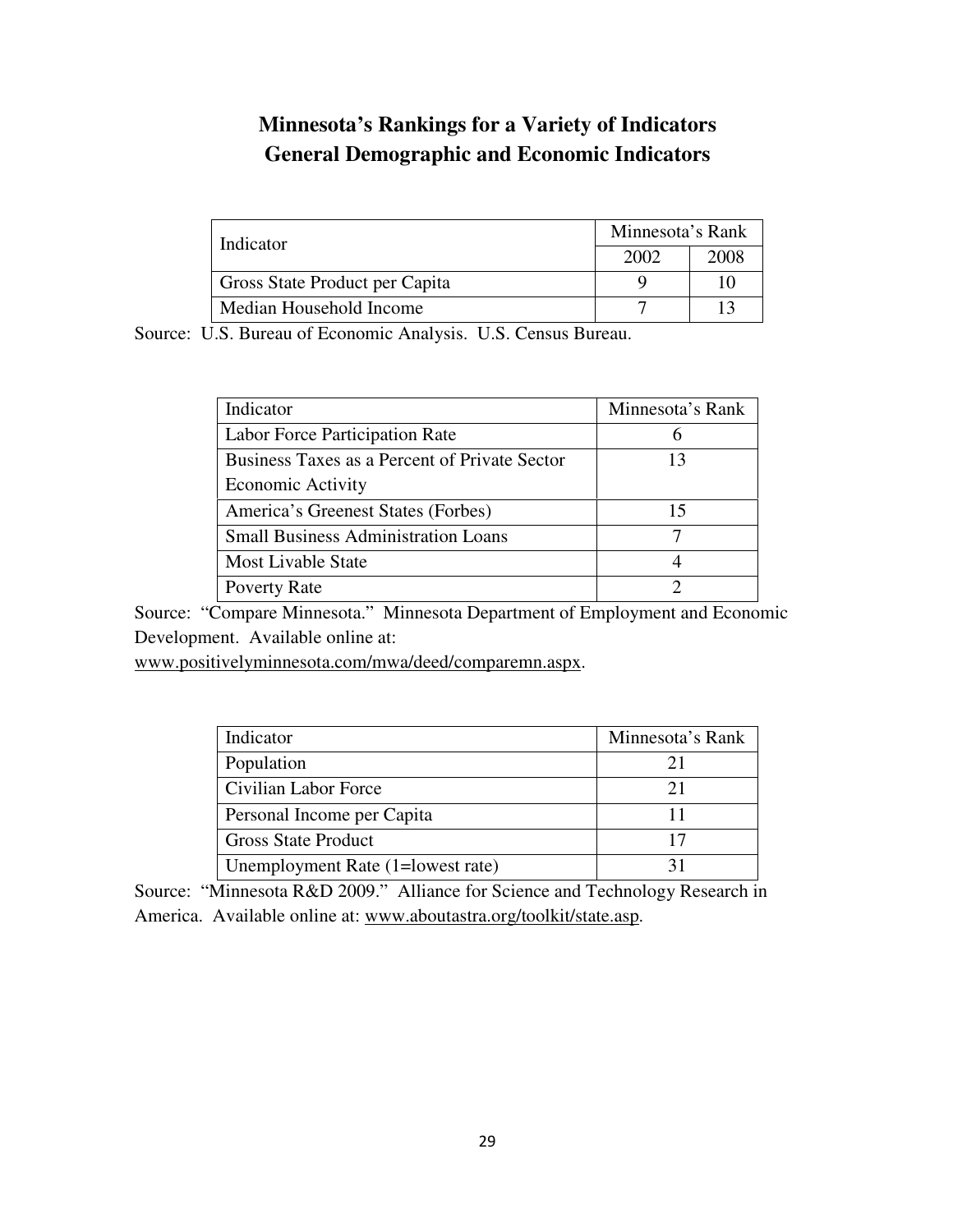# Minnesota's Rankings for a Variety of Indicators
## General Demographic and Economic Indicators

| Indicator | Minnesota's Rank | |
|---|---|---|
| | 2002 | 2008 |
| Gross State Product per Capita | 9 | 10 |
| Median Household Income | 7 | 13 |

Source: U.S. Bureau of Economic Analysis. U.S. Census Bureau.

| Indicator | Minnesota's Rank |
|---|---|
| Labor Force Participation Rate | 6 |
| Business Taxes as a Percent of Private Sector Economic Activity | 13 |
| America's Greenest States (Forbes) | 15 |
| Small Business Administration Loans | 7 |
| Most Livable State | 4 |
| Poverty Rate | 2 |

Source: "Compare Minnesota." Minnesota Department of Employment and Economic Development. Available online at: www.positivelyminnesota.com/mwa/deed/comparemn.aspx.

| Indicator | Minnesota's Rank |
|---|---|
| Population | 21 |
| Civilian Labor Force | 21 |
| Personal Income per Capita | 11 |
| Gross State Product | 17 |
| Unemployment Rate (1=lowest rate) | 31 |

Source: "Minnesota R&D 2009." Alliance for Science and Technology Research in America. Available online at: www.aboutastra.org/toolkit/state.asp.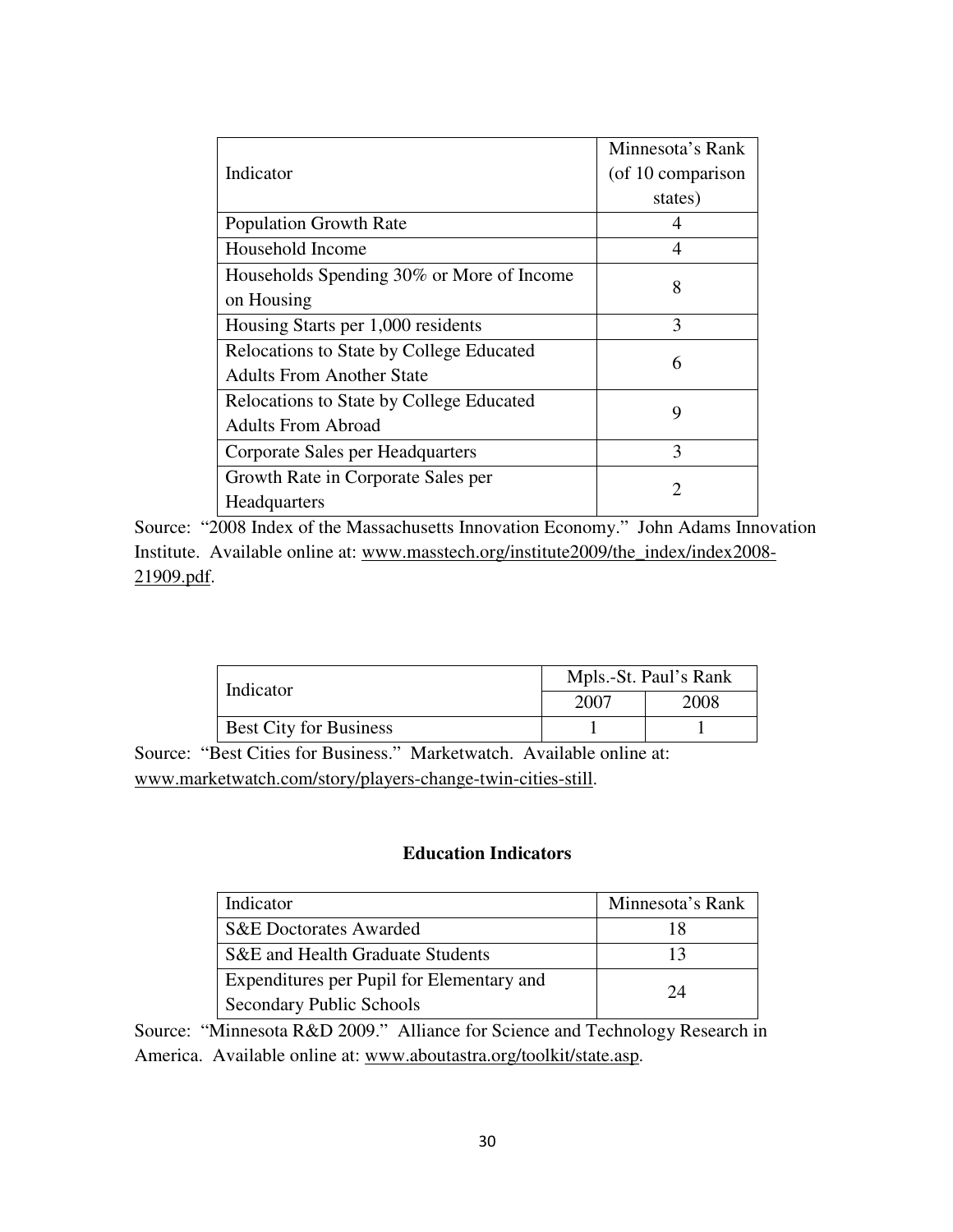| Indicator | Minnesota's Rank (of 10 comparison states) |
|---|---|
| Population Growth Rate | 4 |
| Household Income | 4 |
| Households Spending 30% or More of Income on Housing | 8 |
| Housing Starts per 1,000 residents | 3 |
| Relocations to State by College Educated Adults From Another State | 6 |
| Relocations to State by College Educated Adults From Abroad | 9 |
| Corporate Sales per Headquarters | 3 |
| Growth Rate in Corporate Sales per Headquarters | 2 |

Source: "2008 Index of the Massachusetts Innovation Economy." John Adams Innovation Institute. Available online at: www.masstech.org/institute2009/the_index/index2008-21909.pdf.

| Indicator | Mpls.-St. Paul's Rank | |
|---|---|---|
| | 2007 | 2008 |
| Best City for Business | 1 | 1 |

Source: "Best Cities for Business." Marketwatch. Available online at: www.marketwatch.com/story/players-change-twin-cities-still.

### Education Indicators

| Indicator | Minnesota's Rank |
|---|---|
| S&E Doctorates Awarded | 18 |
| S&E and Health Graduate Students | 13 |
| Expenditures per Pupil for Elementary and Secondary Public Schools | 24 |

Source: "Minnesota R&D 2009." Alliance for Science and Technology Research in America. Available online at: www.aboutastra.org/toolkit/state.asp.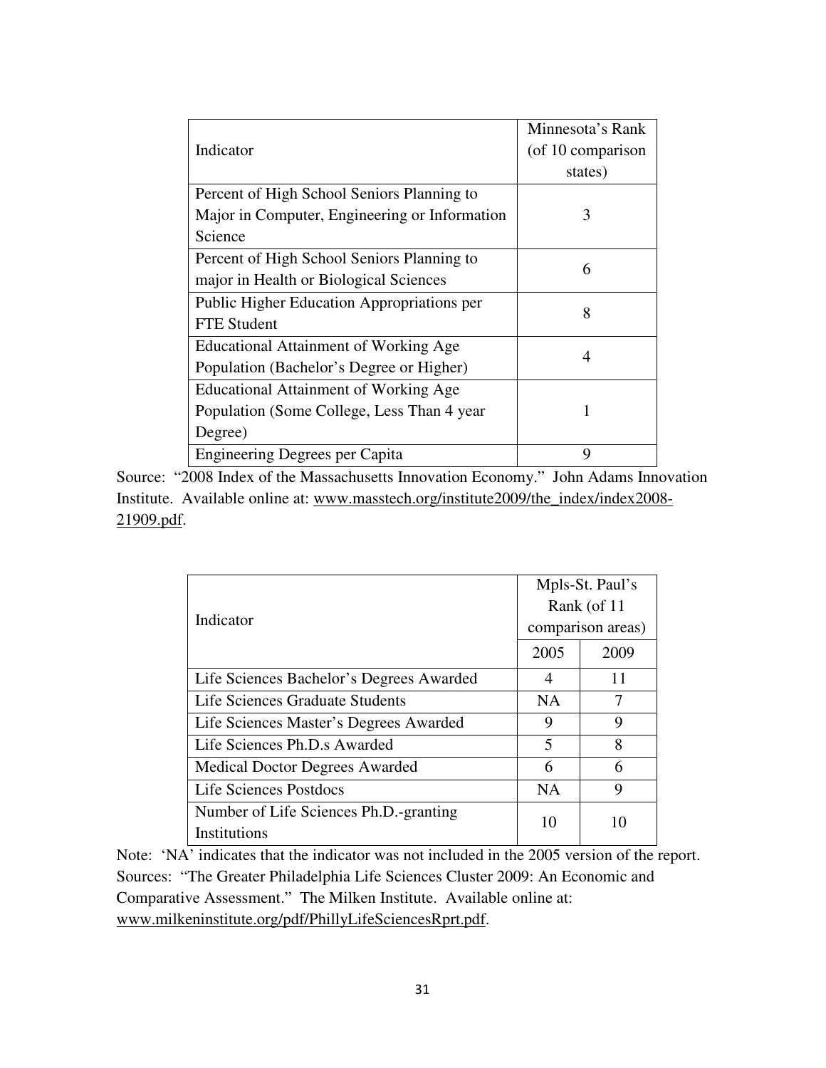| Indicator | Minnesota's Rank (of 10 comparison states) |
|---|---|
| Percent of High School Seniors Planning to Major in Computer, Engineering or Information Science | 3 |
| Percent of High School Seniors Planning to major in Health or Biological Sciences | 6 |
| Public Higher Education Appropriations per FTE Student | 8 |
| Educational Attainment of Working Age Population (Bachelor's Degree or Higher) | 4 |
| Educational Attainment of Working Age Population (Some College, Less Than 4 year Degree) | 1 |
| Engineering Degrees per Capita | 9 |

Source: "2008 Index of the Massachusetts Innovation Economy." John Adams Innovation Institute. Available online at: www.masstech.org/institute2009/the_index/index2008-21909.pdf.

| Indicator | Mpls-St. Paul's Rank (of 11 comparison areas) | |
|---|---|---|
| | 2005 | 2009 |
| Life Sciences Bachelor's Degrees Awarded | 4 | 11 |
| Life Sciences Graduate Students | NA | 7 |
| Life Sciences Master's Degrees Awarded | 9 | 9 |
| Life Sciences Ph.D.s Awarded | 5 | 8 |
| Medical Doctor Degrees Awarded | 6 | 6 |
| Life Sciences Postdocs | NA | 9 |
| Number of Life Sciences Ph.D.-granting Institutions | 10 | 10 |

Note: 'NA' indicates that the indicator was not included in the 2005 version of the report.
Sources: "The Greater Philadelphia Life Sciences Cluster 2009: An Economic and Comparative Assessment." The Milken Institute. Available online at: www.milkeninstitute.org/pdf/PhillyLifeSciencesRprt.pdf.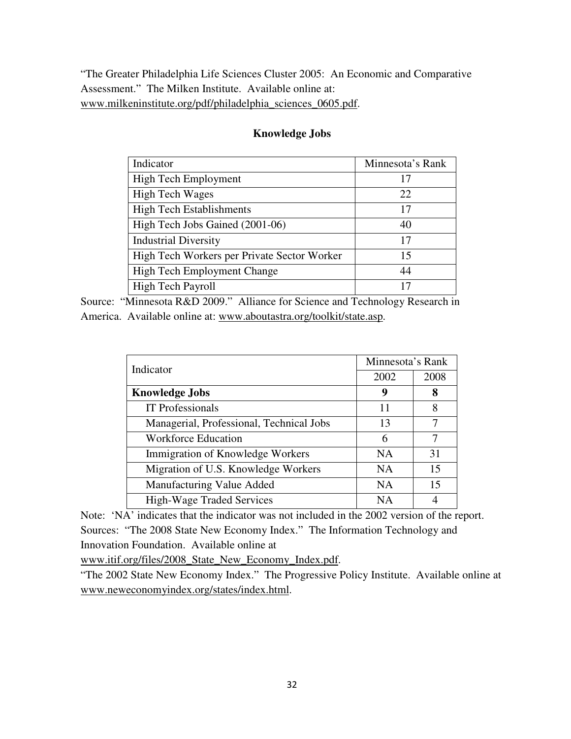"The Greater Philadelphia Life Sciences Cluster 2005: An Economic and Comparative Assessment." The Milken Institute. Available online at: www.milkeninstitute.org/pdf/philadelphia_sciences_0605.pdf.

**Knowledge Jobs**

| Indicator | Minnesota's Rank |
|---|---|
| High Tech Employment | 17 |
| High Tech Wages | 22 |
| High Tech Establishments | 17 |
| High Tech Jobs Gained (2001-06) | 40 |
| Industrial Diversity | 17 |
| High Tech Workers per Private Sector Worker | 15 |
| High Tech Employment Change | 44 |
| High Tech Payroll | 17 |

Source: "Minnesota R&D 2009." Alliance for Science and Technology Research in America. Available online at: www.aboutastra.org/toolkit/state.asp.

| Indicator | Minnesota's Rank | |
|---|---|---|
| | 2002 | 2008 |
| **Knowledge Jobs** | **9** | **8** |
| IT Professionals | 11 | 8 |
| Managerial, Professional, Technical Jobs | 13 | 7 |
| Workforce Education | 6 | 7 |
| Immigration of Knowledge Workers | NA | 31 |
| Migration of U.S. Knowledge Workers | NA | 15 |
| Manufacturing Value Added | NA | 15 |
| High-Wage Traded Services | NA | 4 |

Note: 'NA' indicates that the indicator was not included in the 2002 version of the report.

Sources: "The 2008 State New Economy Index." The Information Technology and Innovation Foundation. Available online at www.itif.org/files/2008_State_New_Economy_Index.pdf.

"The 2002 State New Economy Index." The Progressive Policy Institute. Available online at www.neweconomyindex.org/states/index.html.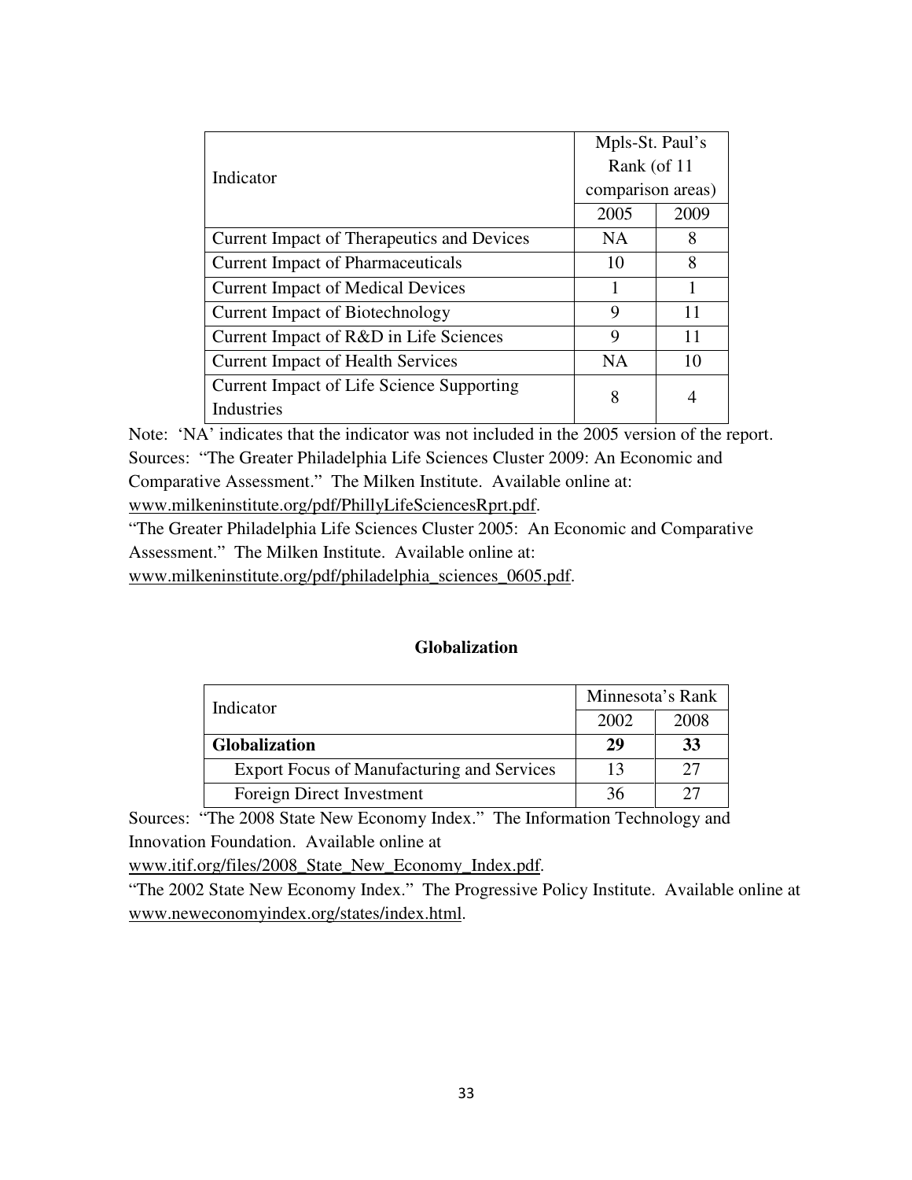| Indicator | Mpls-St. Paul's Rank (of 11 comparison areas) | |
|---|---|---|
| | 2005 | 2009 |
| Current Impact of Therapeutics and Devices | NA | 8 |
| Current Impact of Pharmaceuticals | 10 | 8 |
| Current Impact of Medical Devices | 1 | 1 |
| Current Impact of Biotechnology | 9 | 11 |
| Current Impact of R&D in Life Sciences | 9 | 11 |
| Current Impact of Health Services | NA | 10 |
| Current Impact of Life Science Supporting Industries | 8 | 4 |

Note: 'NA' indicates that the indicator was not included in the 2005 version of the report.
Sources: "The Greater Philadelphia Life Sciences Cluster 2009: An Economic and Comparative Assessment." The Milken Institute. Available online at: www.milkeninstitute.org/pdf/PhillyLifeSciencesRprt.pdf.
"The Greater Philadelphia Life Sciences Cluster 2005: An Economic and Comparative Assessment." The Milken Institute. Available online at: www.milkeninstitute.org/pdf/philadelphia_sciences_0605.pdf.

## Globalization

| Indicator | Minnesota's Rank | |
|---|---|---|
| | 2002 | 2008 |
| **Globalization** | **29** | **33** |
| Export Focus of Manufacturing and Services | 13 | 27 |
| Foreign Direct Investment | 36 | 27 |

Sources: "The 2008 State New Economy Index." The Information Technology and Innovation Foundation. Available online at www.itif.org/files/2008_State_New_Economy_Index.pdf.
"The 2002 State New Economy Index." The Progressive Policy Institute. Available online at www.neweconomyindex.org/states/index.html.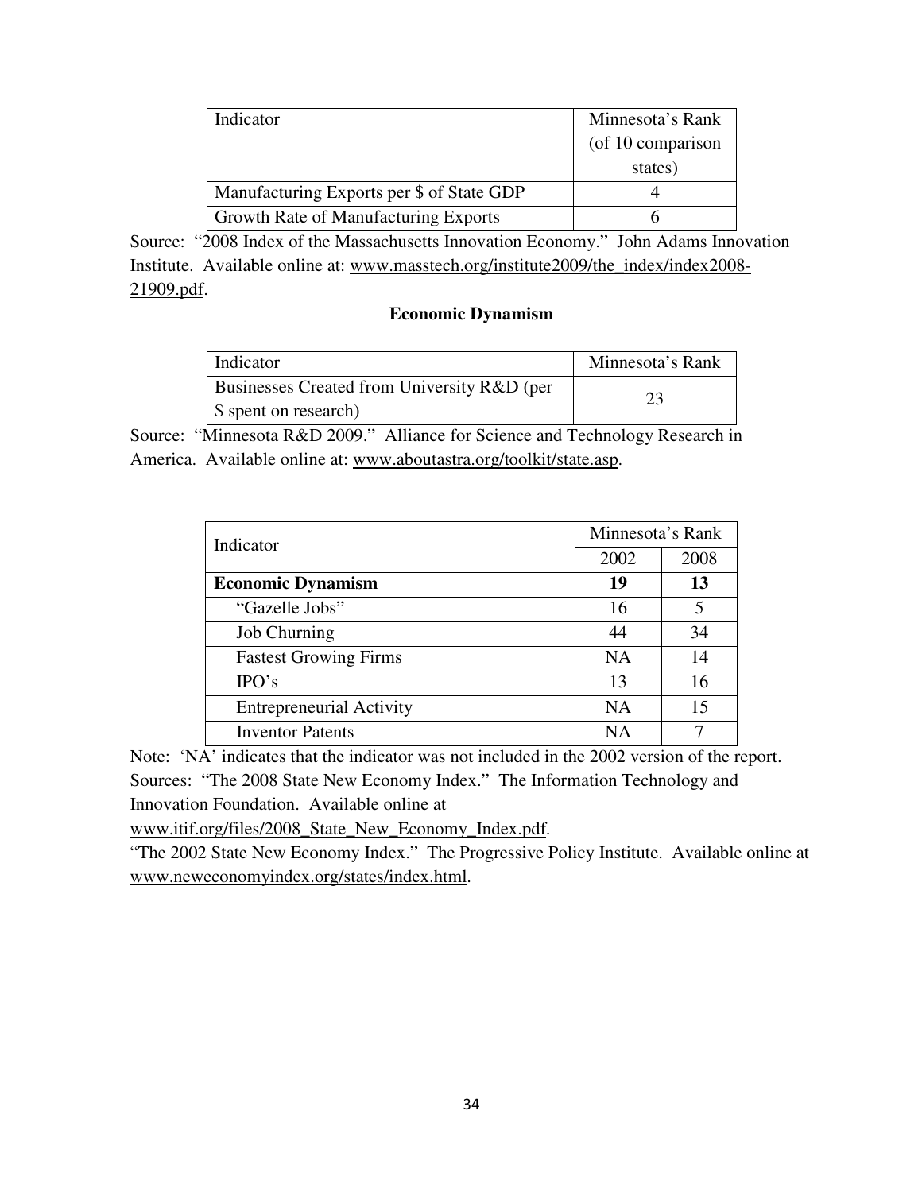| Indicator | Minnesota's Rank (of 10 comparison states) |
|---|---|
| Manufacturing Exports per $ of State GDP | 4 |
| Growth Rate of Manufacturing Exports | 6 |

Source: "2008 Index of the Massachusetts Innovation Economy." John Adams Innovation Institute. Available online at: www.masstech.org/institute2009/the_index/index2008-21909.pdf.

### Economic Dynamism

| Indicator | Minnesota's Rank |
|---|---|
| Businesses Created from University R&D (per $ spent on research) | 23 |

Source: "Minnesota R&D 2009." Alliance for Science and Technology Research in America. Available online at: www.aboutastra.org/toolkit/state.asp.

| Indicator | Minnesota's Rank | |
|---|---|---|
| | 2002 | 2008 |
| **Economic Dynamism** | **19** | **13** |
| "Gazelle Jobs" | 16 | 5 |
| Job Churning | 44 | 34 |
| Fastest Growing Firms | NA | 14 |
| IPO's | 13 | 16 |
| Entrepreneurial Activity | NA | 15 |
| Inventor Patents | NA | 7 |

Note: 'NA' indicates that the indicator was not included in the 2002 version of the report.
Sources: "The 2008 State New Economy Index." The Information Technology and Innovation Foundation. Available online at www.itif.org/files/2008_State_New_Economy_Index.pdf.
"The 2002 State New Economy Index." The Progressive Policy Institute. Available online at www.neweconomyindex.org/states/index.html.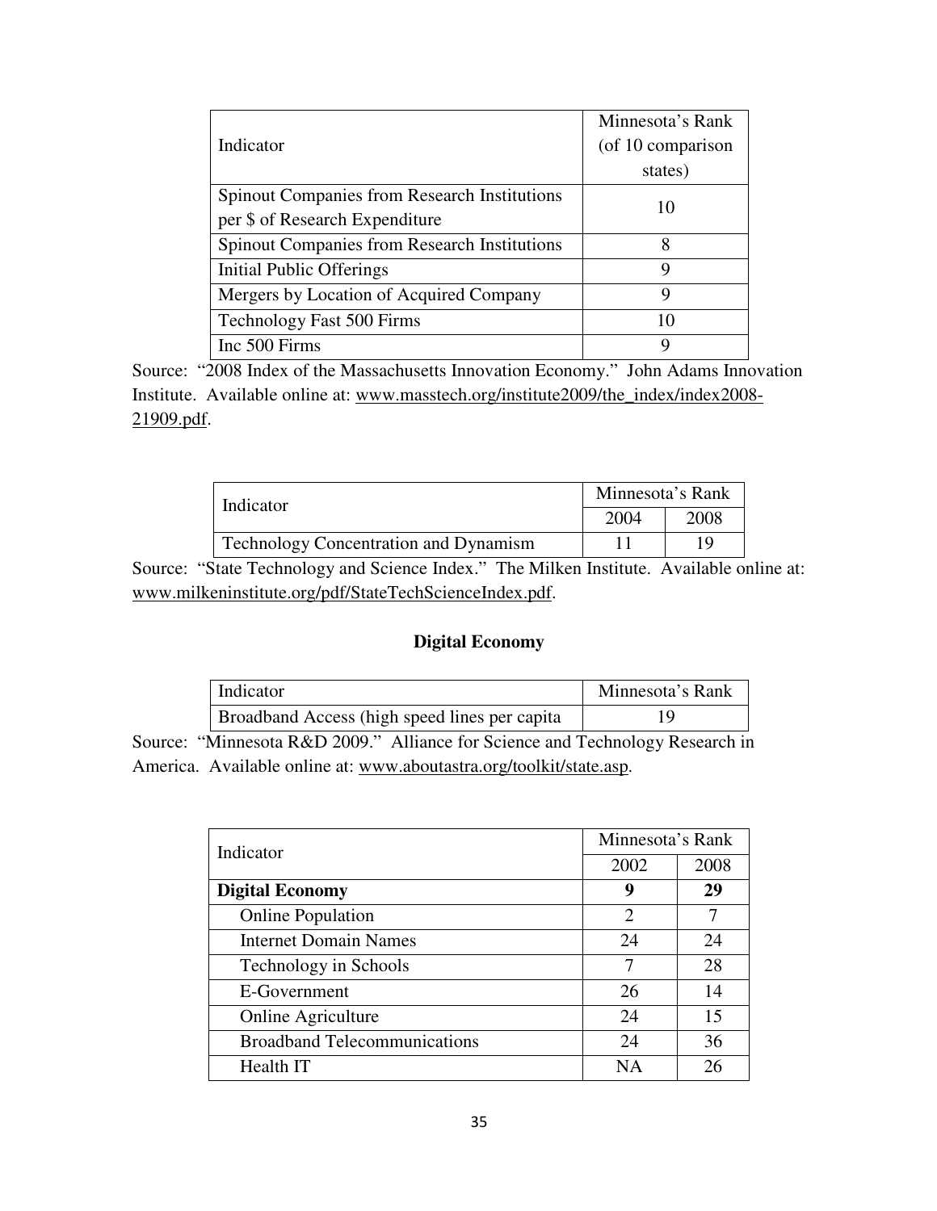| Indicator | Minnesota's Rank (of 10 comparison states) |
| --- | --- |
| Spinout Companies from Research Institutions per $ of Research Expenditure | 10 |
| Spinout Companies from Research Institutions | 8 |
| Initial Public Offerings | 9 |
| Mergers by Location of Acquired Company | 9 |
| Technology Fast 500 Firms | 10 |
| Inc 500 Firms | 9 |

Source: "2008 Index of the Massachusetts Innovation Economy." John Adams Innovation Institute. Available online at: www.masstech.org/institute2009/the_index/index2008-21909.pdf.

| Indicator | Minnesota's Rank | |
| --- | --- | --- |
| | 2004 | 2008 |
| Technology Concentration and Dynamism | 11 | 19 |

Source: "State Technology and Science Index." The Milken Institute. Available online at: www.milkeninstitute.org/pdf/StateTechScienceIndex.pdf.

**Digital Economy**

| Indicator | Minnesota's Rank |
| --- | --- |
| Broadband Access (high speed lines per capita | 19 |

Source: "Minnesota R&D 2009." Alliance for Science and Technology Research in America. Available online at: www.aboutastra.org/toolkit/state.asp.

| Indicator | Minnesota's Rank | |
| --- | --- | --- |
| | 2002 | 2008 |
| **Digital Economy** | **9** | **29** |
| Online Population | 2 | 7 |
| Internet Domain Names | 24 | 24 |
| Technology in Schools | 7 | 28 |
| E-Government | 26 | 14 |
| Online Agriculture | 24 | 15 |
| Broadband Telecommunications | 24 | 36 |
| Health IT | NA | 26 |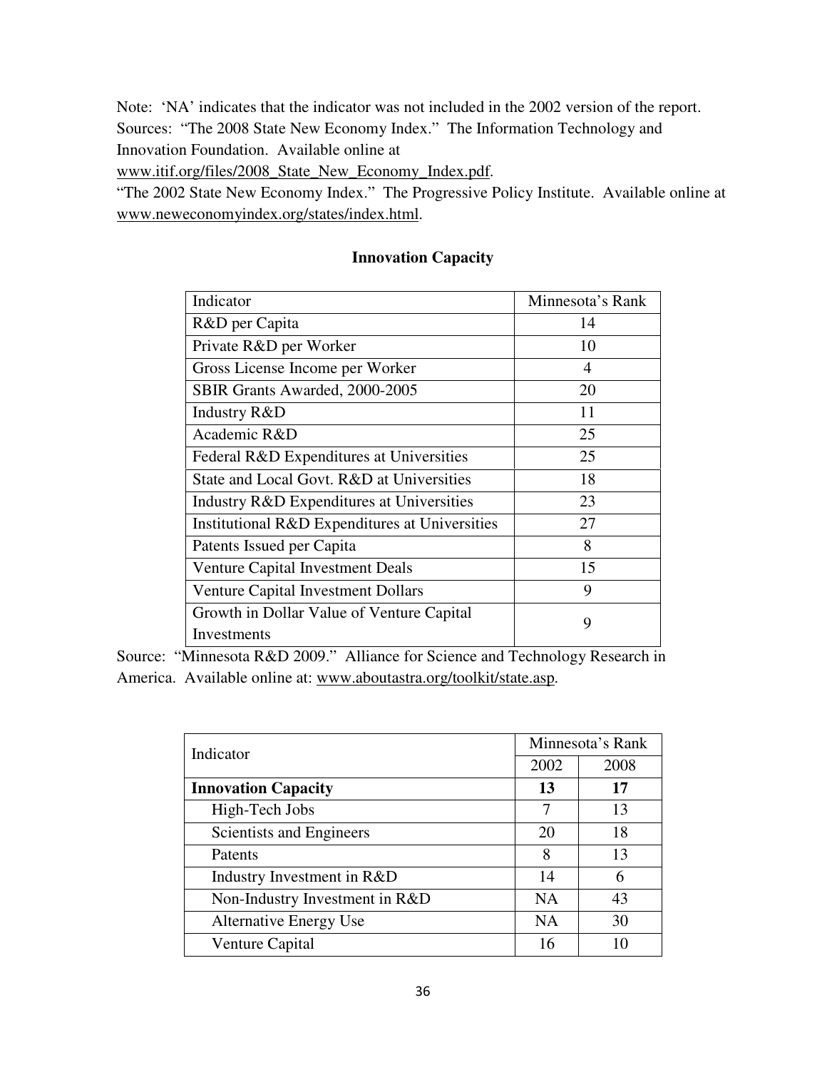Note: 'NA' indicates that the indicator was not included in the 2002 version of the report.
Sources: "The 2008 State New Economy Index." The Information Technology and Innovation Foundation. Available online at www.itif.org/files/2008_State_New_Economy_Index.pdf.
"The 2002 State New Economy Index." The Progressive Policy Institute. Available online at www.neweconomyindex.org/states/index.html.

## Innovation Capacity

| Indicator | Minnesota's Rank |
|---|---|
| R&D per Capita | 14 |
| Private R&D per Worker | 10 |
| Gross License Income per Worker | 4 |
| SBIR Grants Awarded, 2000-2005 | 20 |
| Industry R&D | 11 |
| Academic R&D | 25 |
| Federal R&D Expenditures at Universities | 25 |
| State and Local Govt. R&D at Universities | 18 |
| Industry R&D Expenditures at Universities | 23 |
| Institutional R&D Expenditures at Universities | 27 |
| Patents Issued per Capita | 8 |
| Venture Capital Investment Deals | 15 |
| Venture Capital Investment Dollars | 9 |
| Growth in Dollar Value of Venture Capital Investments | 9 |

Source: "Minnesota R&D 2009." Alliance for Science and Technology Research in America. Available online at: www.aboutastra.org/toolkit/state.asp.

| Indicator | Minnesota's Rank | |
|---|---|---|
| | 2002 | 2008 |
| **Innovation Capacity** | **13** | **17** |
| High-Tech Jobs | 7 | 13 |
| Scientists and Engineers | 20 | 18 |
| Patents | 8 | 13 |
| Industry Investment in R&D | 14 | 6 |
| Non-Industry Investment in R&D | NA | 43 |
| Alternative Energy Use | NA | 30 |
| Venture Capital | 16 | 10 |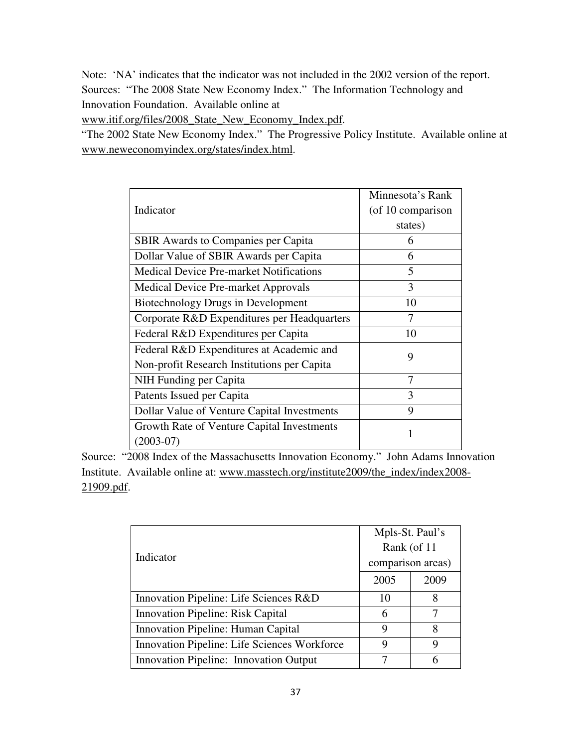Note: 'NA' indicates that the indicator was not included in the 2002 version of the report.
Sources: "The 2008 State New Economy Index." The Information Technology and Innovation Foundation. Available online at www.itif.org/files/2008_State_New_Economy_Index.pdf.
"The 2002 State New Economy Index." The Progressive Policy Institute. Available online at www.neweconomyindex.org/states/index.html.

| Indicator | Minnesota's Rank (of 10 comparison states) |
|---|---|
| SBIR Awards to Companies per Capita | 6 |
| Dollar Value of SBIR Awards per Capita | 6 |
| Medical Device Pre-market Notifications | 5 |
| Medical Device Pre-market Approvals | 3 |
| Biotechnology Drugs in Development | 10 |
| Corporate R&D Expenditures per Headquarters | 7 |
| Federal R&D Expenditures per Capita | 10 |
| Federal R&D Expenditures at Academic and Non-profit Research Institutions per Capita | 9 |
| NIH Funding per Capita | 7 |
| Patents Issued per Capita | 3 |
| Dollar Value of Venture Capital Investments | 9 |
| Growth Rate of Venture Capital Investments (2003-07) | 1 |

Source: "2008 Index of the Massachusetts Innovation Economy." John Adams Innovation Institute. Available online at: www.masstech.org/institute2009/the_index/index2008-21909.pdf.

| Indicator | Mpls-St. Paul's Rank (of 11 comparison areas) | |
|---|---|---|
| | 2005 | 2009 |
| Innovation Pipeline: Life Sciences R&D | 10 | 8 |
| Innovation Pipeline: Risk Capital | 6 | 7 |
| Innovation Pipeline: Human Capital | 9 | 8 |
| Innovation Pipeline: Life Sciences Workforce | 9 | 9 |
| Innovation Pipeline: Innovation Output | 7 | 6 |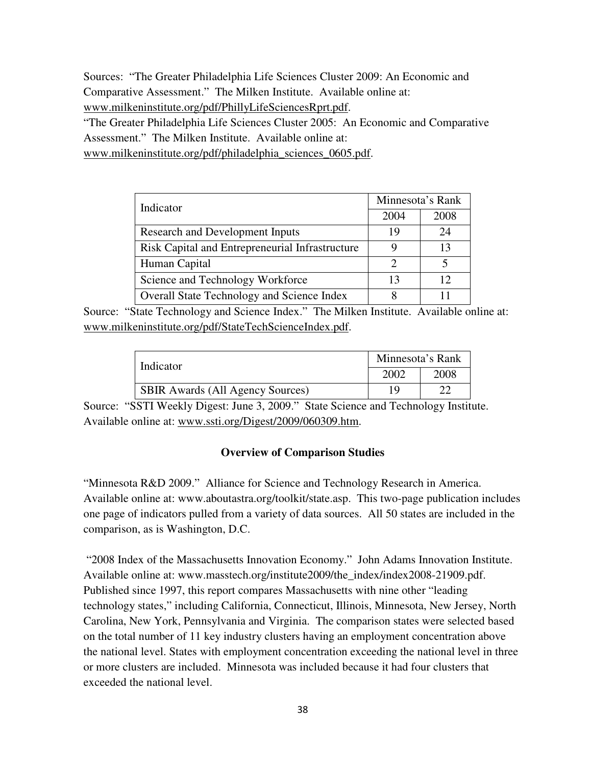Sources: "The Greater Philadelphia Life Sciences Cluster 2009: An Economic and Comparative Assessment." The Milken Institute. Available online at: www.milkeninstitute.org/pdf/PhillyLifeSciencesRprt.pdf.
"The Greater Philadelphia Life Sciences Cluster 2005: An Economic and Comparative Assessment." The Milken Institute. Available online at: www.milkeninstitute.org/pdf/philadelphia_sciences_0605.pdf.

| Indicator | Minnesota's Rank | |
|---|---|---|
| | 2004 | 2008 |
| Research and Development Inputs | 19 | 24 |
| Risk Capital and Entrepreneurial Infrastructure | 9 | 13 |
| Human Capital | 2 | 5 |
| Science and Technology Workforce | 13 | 12 |
| Overall State Technology and Science Index | 8 | 11 |

Source: "State Technology and Science Index." The Milken Institute. Available online at: www.milkeninstitute.org/pdf/StateTechScienceIndex.pdf.

| Indicator | Minnesota's Rank | |
|---|---|---|
| | 2002 | 2008 |
| SBIR Awards (All Agency Sources) | 19 | 22 |

Source: "SSTI Weekly Digest: June 3, 2009." State Science and Technology Institute. Available online at: www.ssti.org/Digest/2009/060309.htm.

## Overview of Comparison Studies

"Minnesota R&D 2009." Alliance for Science and Technology Research in America. Available online at: www.aboutastra.org/toolkit/state.asp. This two-page publication includes one page of indicators pulled from a variety of data sources. All 50 states are included in the comparison, as is Washington, D.C.

"2008 Index of the Massachusetts Innovation Economy." John Adams Innovation Institute. Available online at: www.masstech.org/institute2009/the_index/index2008-21909.pdf. Published since 1997, this report compares Massachusetts with nine other "leading technology states," including California, Connecticut, Illinois, Minnesota, New Jersey, North Carolina, New York, Pennsylvania and Virginia. The comparison states were selected based on the total number of 11 key industry clusters having an employment concentration above the national level. States with employment concentration exceeding the national level in three or more clusters are included. Minnesota was included because it had four clusters that exceeded the national level.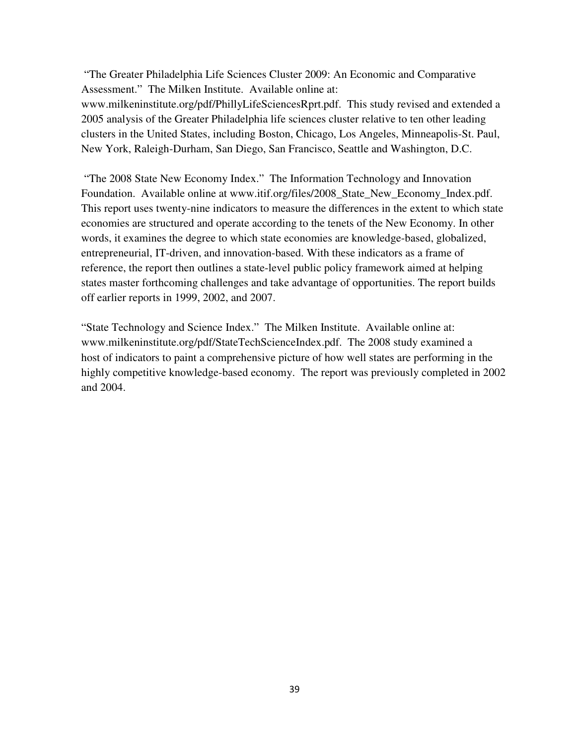"The Greater Philadelphia Life Sciences Cluster 2009: An Economic and Comparative Assessment." The Milken Institute. Available online at: www.milkeninstitute.org/pdf/PhillyLifeSciencesRprt.pdf. This study revised and extended a 2005 analysis of the Greater Philadelphia life sciences cluster relative to ten other leading clusters in the United States, including Boston, Chicago, Los Angeles, Minneapolis-St. Paul, New York, Raleigh-Durham, San Diego, San Francisco, Seattle and Washington, D.C.

"The 2008 State New Economy Index." The Information Technology and Innovation Foundation. Available online at www.itif.org/files/2008_State_New_Economy_Index.pdf. This report uses twenty-nine indicators to measure the differences in the extent to which state economies are structured and operate according to the tenets of the New Economy. In other words, it examines the degree to which state economies are knowledge-based, globalized, entrepreneurial, IT-driven, and innovation-based. With these indicators as a frame of reference, the report then outlines a state-level public policy framework aimed at helping states master forthcoming challenges and take advantage of opportunities. The report builds off earlier reports in 1999, 2002, and 2007.

"State Technology and Science Index." The Milken Institute. Available online at: www.milkeninstitute.org/pdf/StateTechScienceIndex.pdf. The 2008 study examined a host of indicators to paint a comprehensive picture of how well states are performing in the highly competitive knowledge-based economy. The report was previously completed in 2002 and 2004.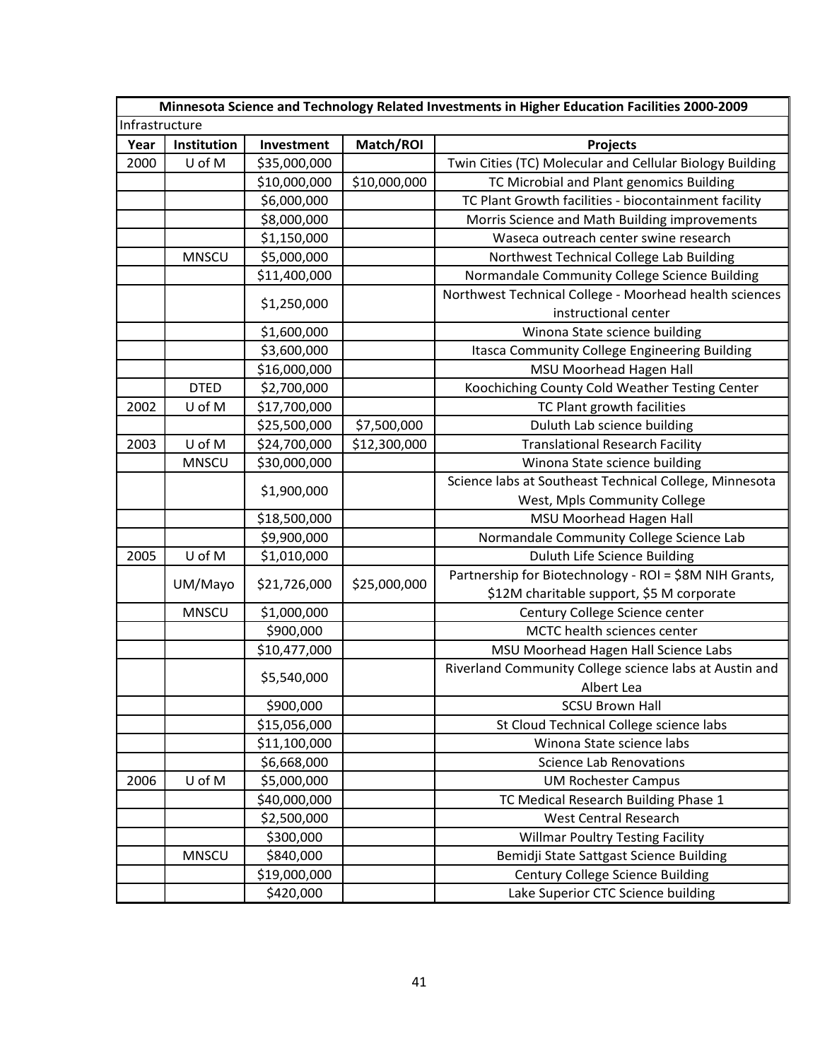| Minnesota Science and Technology Related Investments in Higher Education Facilities 2000-2009 | | | | |
|---|---|---|---|---|
| Infrastructure | | | | |
| **Year** | **Institution** | **Investment** | **Match/ROI** | **Projects** |
| 2000 | U of M | $35,000,000 | | Twin Cities (TC) Molecular and Cellular Biology Building |
| | | $10,000,000 | $10,000,000 | TC Microbial and Plant genomics Building |
| | | $6,000,000 | | TC Plant Growth facilities - biocontainment facility |
| | | $8,000,000 | | Morris Science and Math Building improvements |
| | | $1,150,000 | | Waseca outreach center swine research |
| | MNSCU | $5,000,000 | | Northwest Technical College Lab Building |
| | | $11,400,000 | | Normandale Community College Science Building |
| | | $1,250,000 | | Northwest Technical College - Moorhead health sciences instructional center |
| | | $1,600,000 | | Winona State science building |
| | | $3,600,000 | | Itasca Community College Engineering Building |
| | | $16,000,000 | | MSU Moorhead Hagen Hall |
| | DTED | $2,700,000 | | Koochiching County Cold Weather Testing Center |
| 2002 | U of M | $17,700,000 | | TC Plant growth facilities |
| | | $25,500,000 | $7,500,000 | Duluth Lab science building |
| 2003 | U of M | $24,700,000 | $12,300,000 | Translational Research Facility |
| | MNSCU | $30,000,000 | | Winona State science building |
| | | $1,900,000 | | Science labs at Southeast Technical College, Minnesota West, Mpls Community College |
| | | $18,500,000 | | MSU Moorhead Hagen Hall |
| | | $9,900,000 | | Normandale Community College Science Lab |
| 2005 | U of M | $1,010,000 | | Duluth Life Science Building |
| | UM/Mayo | $21,726,000 | $25,000,000 | Partnership for Biotechnology - ROI = $8M NIH Grants, $12M charitable support, $5 M corporate |
| | MNSCU | $1,000,000 | | Century College Science center |
| | | $900,000 | | MCTC health sciences center |
| | | $10,477,000 | | MSU Moorhead Hagen Hall Science Labs |
| | | $5,540,000 | | Riverland Community College science labs at Austin and Albert Lea |
| | | $900,000 | | SCSU Brown Hall |
| | | $15,056,000 | | St Cloud Technical College science labs |
| | | $11,100,000 | | Winona State science labs |
| | | $6,668,000 | | Science Lab Renovations |
| 2006 | U of M | $5,000,000 | | UM Rochester Campus |
| | | $40,000,000 | | TC Medical Research Building Phase 1 |
| | | $2,500,000 | | West Central Research |
| | | $300,000 | | Willmar Poultry Testing Facility |
| | MNSCU | $840,000 | | Bemidji State Sattgast Science Building |
| | | $19,000,000 | | Century College Science Building |
| | | $420,000 | | Lake Superior CTC Science building |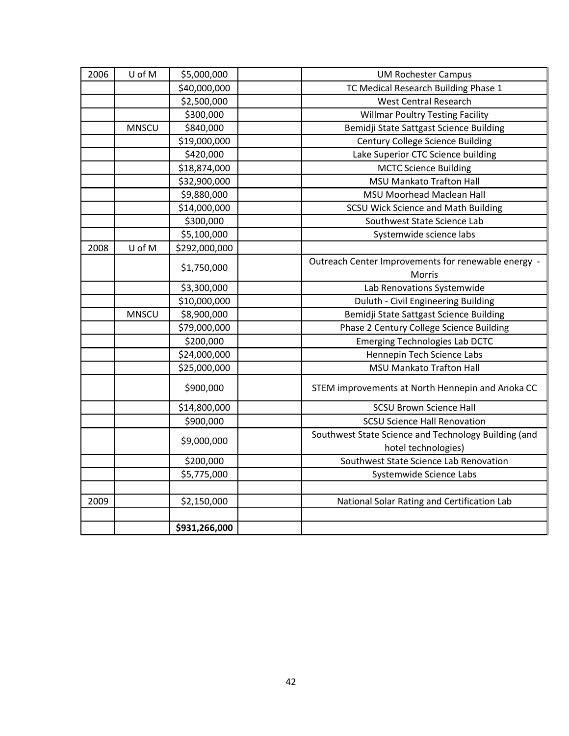| | | | | |
|---|---|---|---|---|
| 2006 | U of M | $5,000,000 | | UM Rochester Campus |
| | | $40,000,000 | | TC Medical Research Building Phase 1 |
| | | $2,500,000 | | West Central Research |
| | | $300,000 | | Willmar Poultry Testing Facility |
| | MNSCU | $840,000 | | Bemidji State Sattgast Science Building |
| | | $19,000,000 | | Century College Science Building |
| | | $420,000 | | Lake Superior CTC Science building |
| | | $18,874,000 | | MCTC Science Building |
| | | $32,900,000 | | MSU Mankato Trafton Hall |
| | | $9,880,000 | | MSU Moorhead Maclean Hall |
| | | $14,000,000 | | SCSU Wick Science and Math Building |
| | | $300,000 | | Southwest State Science Lab |
| | | $5,100,000 | | Systemwide science labs |
| 2008 | U of M | $292,000,000 | | |
| | | $1,750,000 | | Outreach Center Improvements for renewable energy - Morris |
| | | $3,300,000 | | Lab Renovations Systemwide |
| | | $10,000,000 | | Duluth - Civil Engineering Building |
| | MNSCU | $8,900,000 | | Bemidji State Sattgast Science Building |
| | | $79,000,000 | | Phase 2 Century College Science Building |
| | | $200,000 | | Emerging Technologies Lab DCTC |
| | | $24,000,000 | | Hennepin Tech Science Labs |
| | | $25,000,000 | | MSU Mankato Trafton Hall |
| | | $900,000 | | STEM improvements at North Hennepin and Anoka CC |
| | | $14,800,000 | | SCSU Brown Science Hall |
| | | $900,000 | | SCSU Science Hall Renovation |
| | | $9,000,000 | | Southwest State Science and Technology Building (and hotel technologies) |
| | | $200,000 | | Southwest State Science Lab Renovation |
| | | $5,775,000 | | Systemwide Science Labs |
| | | | | |
| 2009 | | $2,150,000 | | National Solar Rating and Certification Lab |
| | | | | |
| | | **$931,266,000** | | |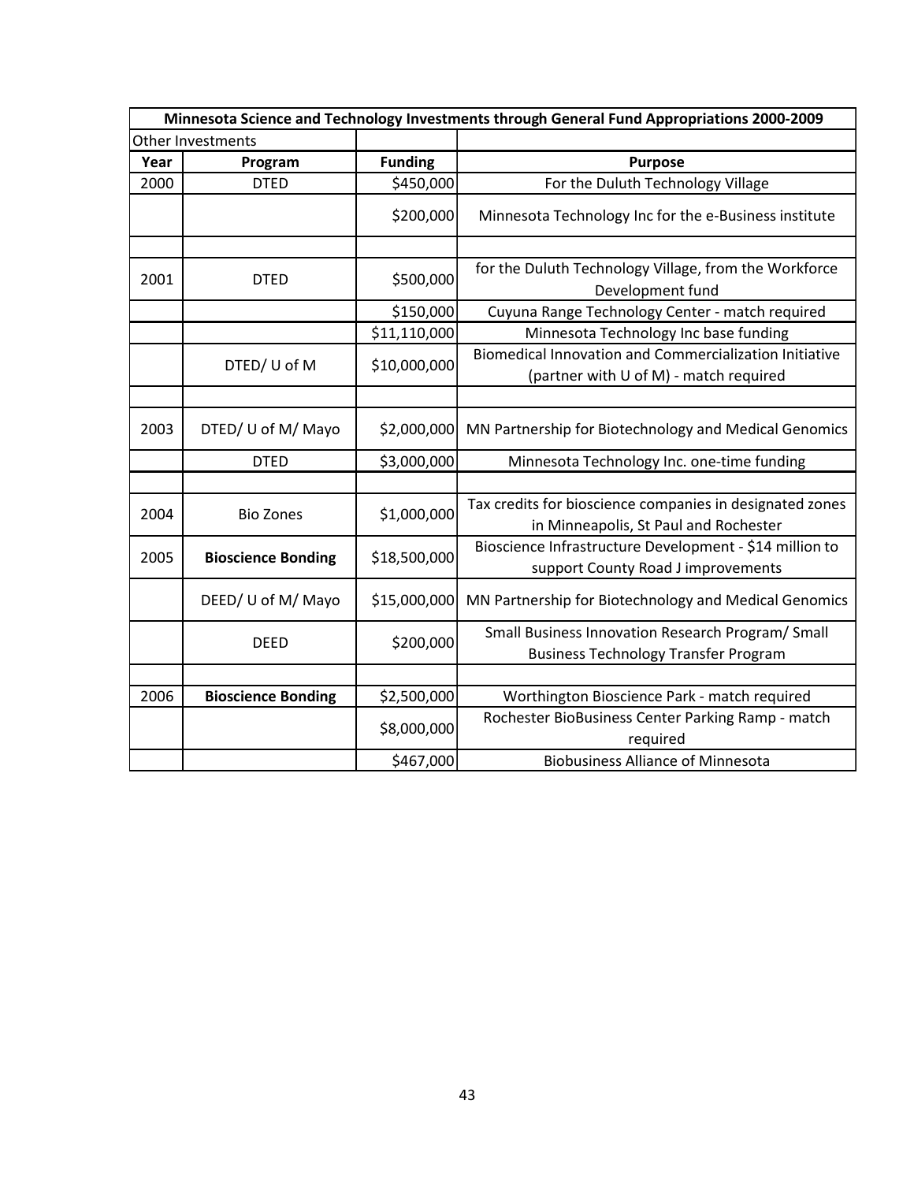| Minnesota Science and Technology Investments through General Fund Appropriations 2000-2009 | | | |
|---|---|---|---|
| Other Investments | | | |
| **Year** | **Program** | **Funding** | **Purpose** |
| 2000 | DTED | $450,000 | For the Duluth Technology Village |
| | | $200,000 | Minnesota Technology Inc for the e-Business institute |
| | | | |
| 2001 | DTED | $500,000 | for the Duluth Technology Village, from the Workforce Development fund |
| | | $150,000 | Cuyuna Range Technology Center - match required |
| | | $11,110,000 | Minnesota Technology Inc base funding |
| | DTED/ U of M | $10,000,000 | Biomedical Innovation and Commercialization Initiative (partner with U of M) - match required |
| | | | |
| 2003 | DTED/ U of M/ Mayo | $2,000,000 | MN Partnership for Biotechnology and Medical Genomics |
| | DTED | $3,000,000 | Minnesota Technology Inc. one-time funding |
| | | | |
| 2004 | Bio Zones | $1,000,000 | Tax credits for bioscience companies in designated zones in Minneapolis, St Paul and Rochester |
| 2005 | **Bioscience Bonding** | $18,500,000 | Bioscience Infrastructure Development - $14 million to support County Road J improvements |
| | DEED/ U of M/ Mayo | $15,000,000 | MN Partnership for Biotechnology and Medical Genomics |
| | DEED | $200,000 | Small Business Innovation Research Program/ Small Business Technology Transfer Program |
| | | | |
| 2006 | **Bioscience Bonding** | $2,500,000 | Worthington Bioscience Park - match required |
| | | $8,000,000 | Rochester BioBusiness Center Parking Ramp - match required |
| | | $467,000 | Biobusiness Alliance of Minnesota |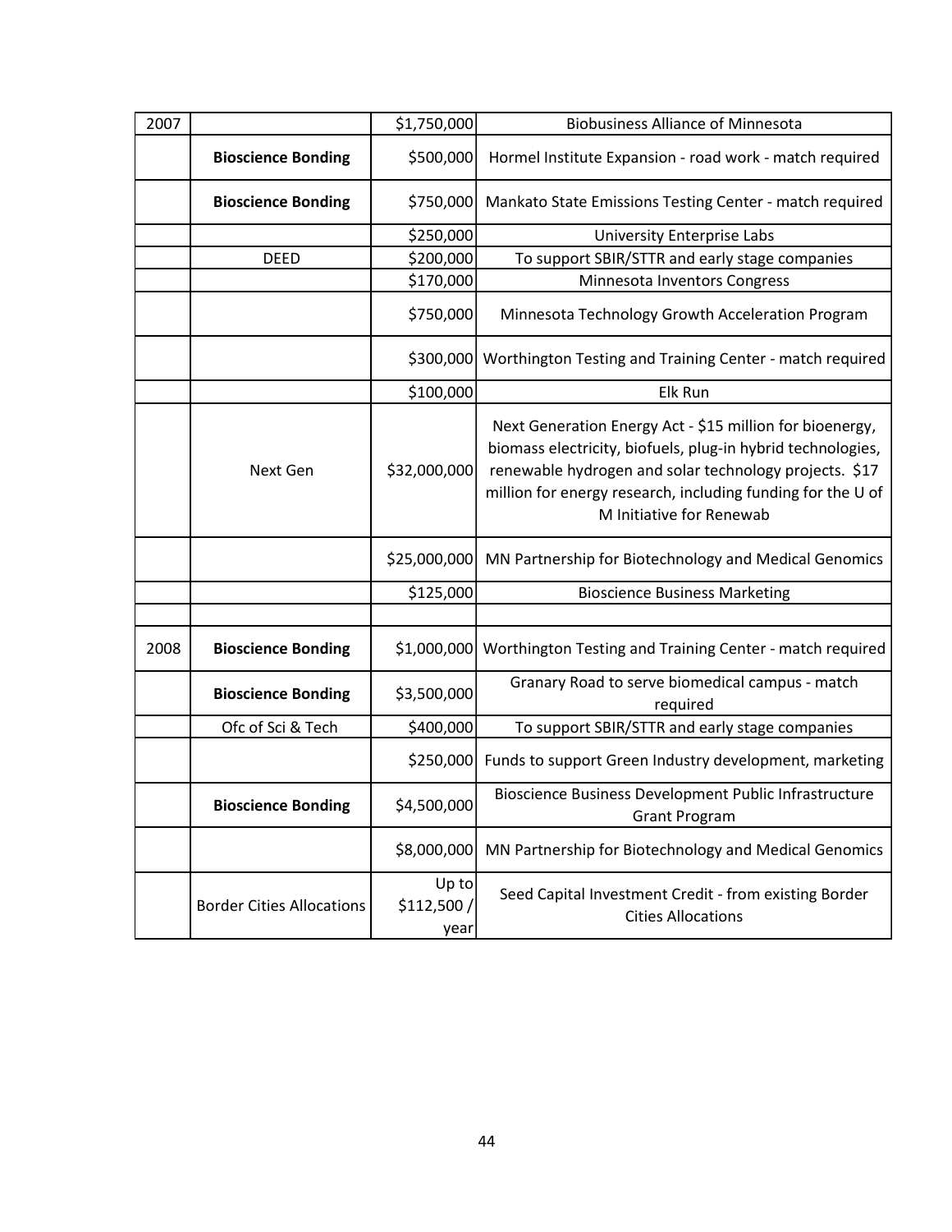| | | | |
|---|---|---|---|
| 2007 | | $1,750,000 | Biobusiness Alliance of Minnesota |
| | **Bioscience Bonding** | $500,000 | Hormel Institute Expansion - road work - match required |
| | **Bioscience Bonding** | $750,000 | Mankato State Emissions Testing Center - match required |
| | | $250,000 | University Enterprise Labs |
| | DEED | $200,000 | To support SBIR/STTR and early stage companies |
| | | $170,000 | Minnesota Inventors Congress |
| | | $750,000 | Minnesota Technology Growth Acceleration Program |
| | | $300,000 | Worthington Testing and Training Center - match required |
| | | $100,000 | Elk Run |
| | Next Gen | $32,000,000 | Next Generation Energy Act - $15 million for bioenergy, biomass electricity, biofuels, plug-in hybrid technologies, renewable hydrogen and solar technology projects. $17 million for energy research, including funding for the U of M Initiative for Renewab |
| | | $25,000,000 | MN Partnership for Biotechnology and Medical Genomics |
| | | $125,000 | Bioscience Business Marketing |
| | | | |
| 2008 | **Bioscience Bonding** | $1,000,000 | Worthington Testing and Training Center - match required |
| | **Bioscience Bonding** | $3,500,000 | Granary Road to serve biomedical campus - match required |
| | Ofc of Sci & Tech | $400,000 | To support SBIR/STTR and early stage companies |
| | | $250,000 | Funds to support Green Industry development, marketing |
| | **Bioscience Bonding** | $4,500,000 | Bioscience Business Development Public Infrastructure Grant Program |
| | | $8,000,000 | MN Partnership for Biotechnology and Medical Genomics |
| | Border Cities Allocations | Up to $112,500 / year | Seed Capital Investment Credit - from existing Border Cities Allocations |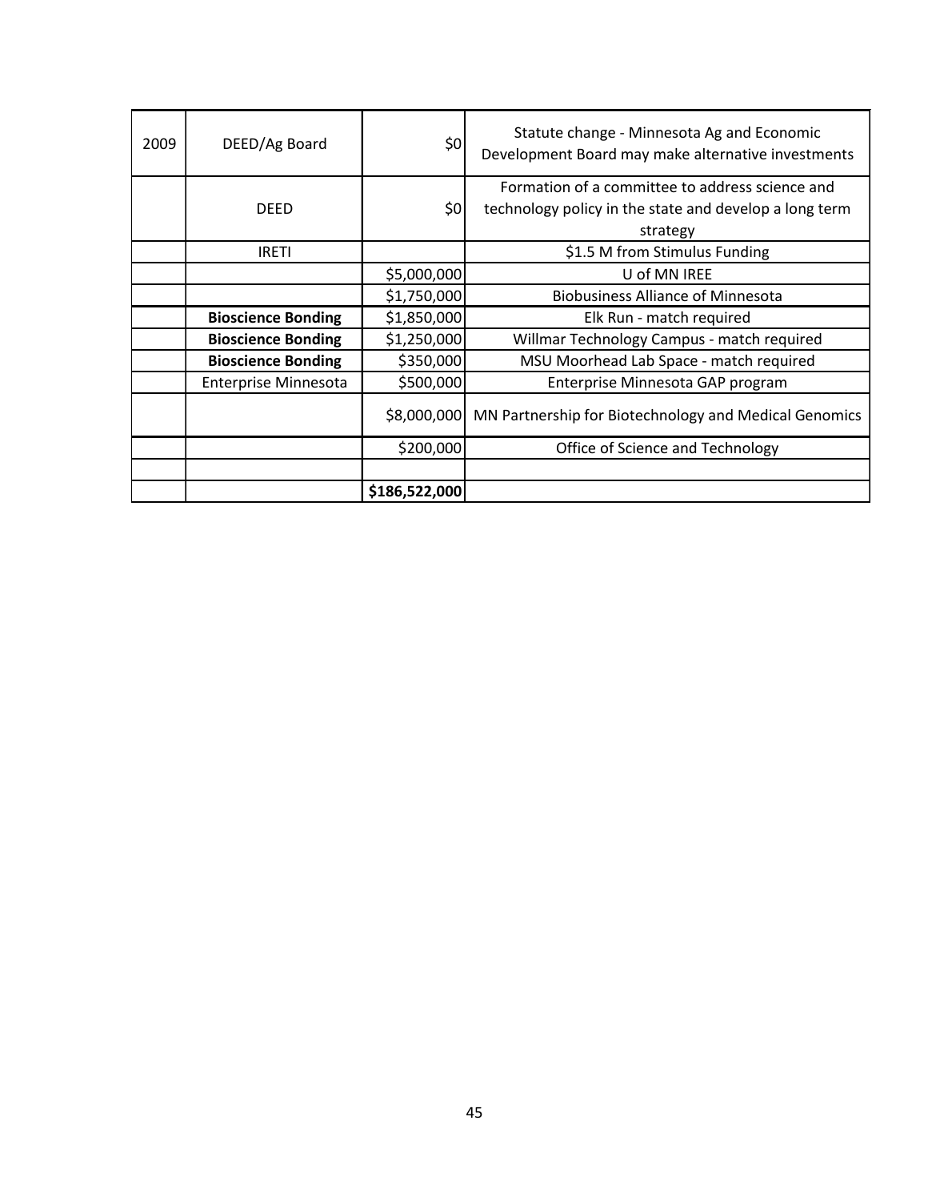| | | | |
|---|---|---|---|
| 2009 | DEED/Ag Board | $0 | Statute change - Minnesota Ag and Economic Development Board may make alternative investments |
| | DEED | $0 | Formation of a committee to address science and technology policy in the state and develop a long term strategy |
| | IRETI | | $1.5 M from Stimulus Funding |
| | | $5,000,000 | U of MN IREE |
| | | $1,750,000 | Biobusiness Alliance of Minnesota |
| | **Bioscience Bonding** | $1,850,000 | Elk Run - match required |
| | **Bioscience Bonding** | $1,250,000 | Willmar Technology Campus - match required |
| | **Bioscience Bonding** | $350,000 | MSU Moorhead Lab Space - match required |
| | Enterprise Minnesota | $500,000 | Enterprise Minnesota GAP program |
| | | $8,000,000 | MN Partnership for Biotechnology and Medical Genomics |
| | | $200,000 | Office of Science and Technology |
| | | | |
| | | **$186,522,000** | |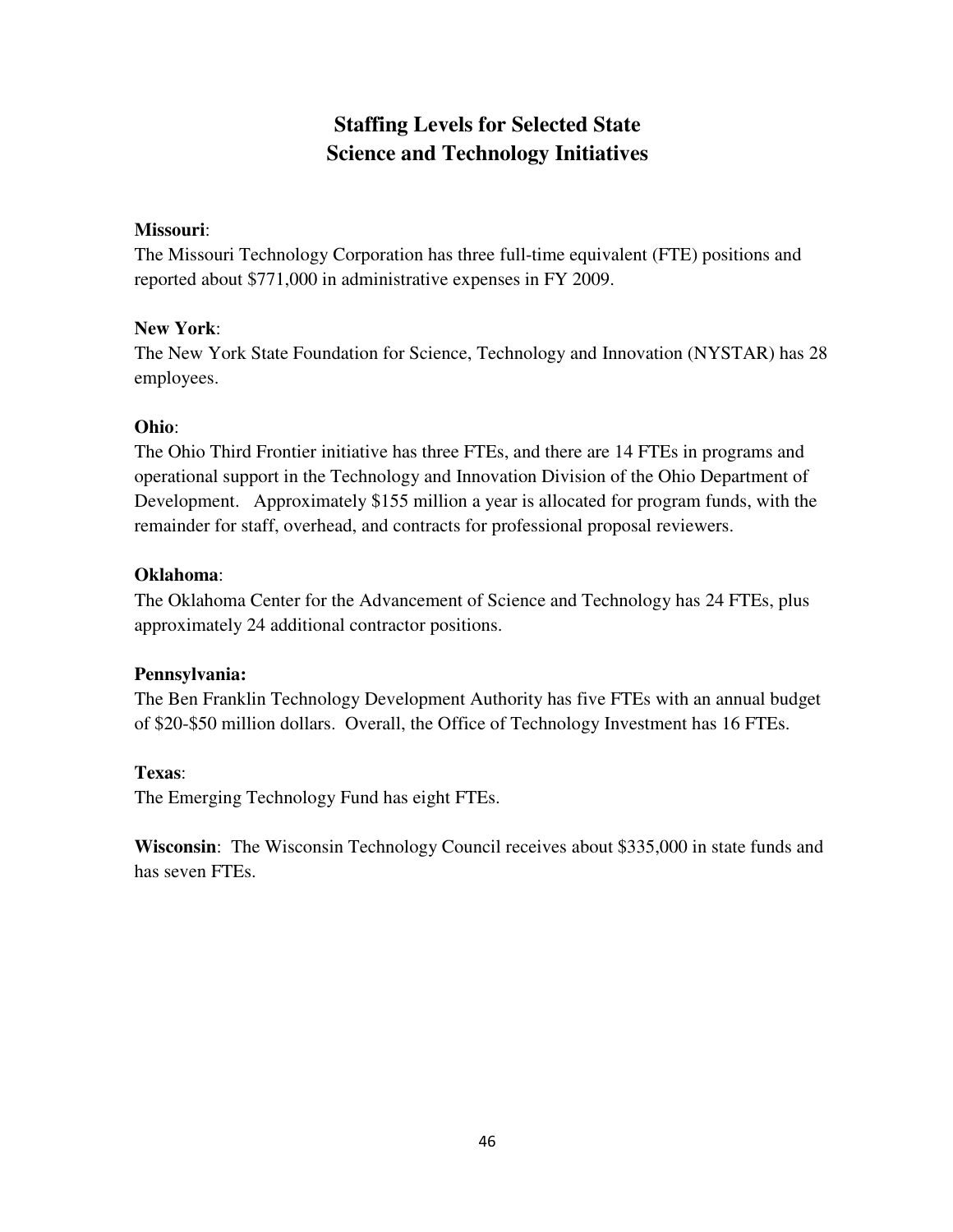# Staffing Levels for Selected State Science and Technology Initiatives

**Missouri**:
The Missouri Technology Corporation has three full-time equivalent (FTE) positions and reported about $771,000 in administrative expenses in FY 2009.

**New York**:
The New York State Foundation for Science, Technology and Innovation (NYSTAR) has 28 employees.

**Ohio**:
The Ohio Third Frontier initiative has three FTEs, and there are 14 FTEs in programs and operational support in the Technology and Innovation Division of the Ohio Department of Development. Approximately $155 million a year is allocated for program funds, with the remainder for staff, overhead, and contracts for professional proposal reviewers.

**Oklahoma**:
The Oklahoma Center for the Advancement of Science and Technology has 24 FTEs, plus approximately 24 additional contractor positions.

**Pennsylvania:**
The Ben Franklin Technology Development Authority has five FTEs with an annual budget of $20-$50 million dollars. Overall, the Office of Technology Investment has 16 FTEs.

**Texas**:
The Emerging Technology Fund has eight FTEs.

**Wisconsin**: The Wisconsin Technology Council receives about $335,000 in state funds and has seven FTEs.